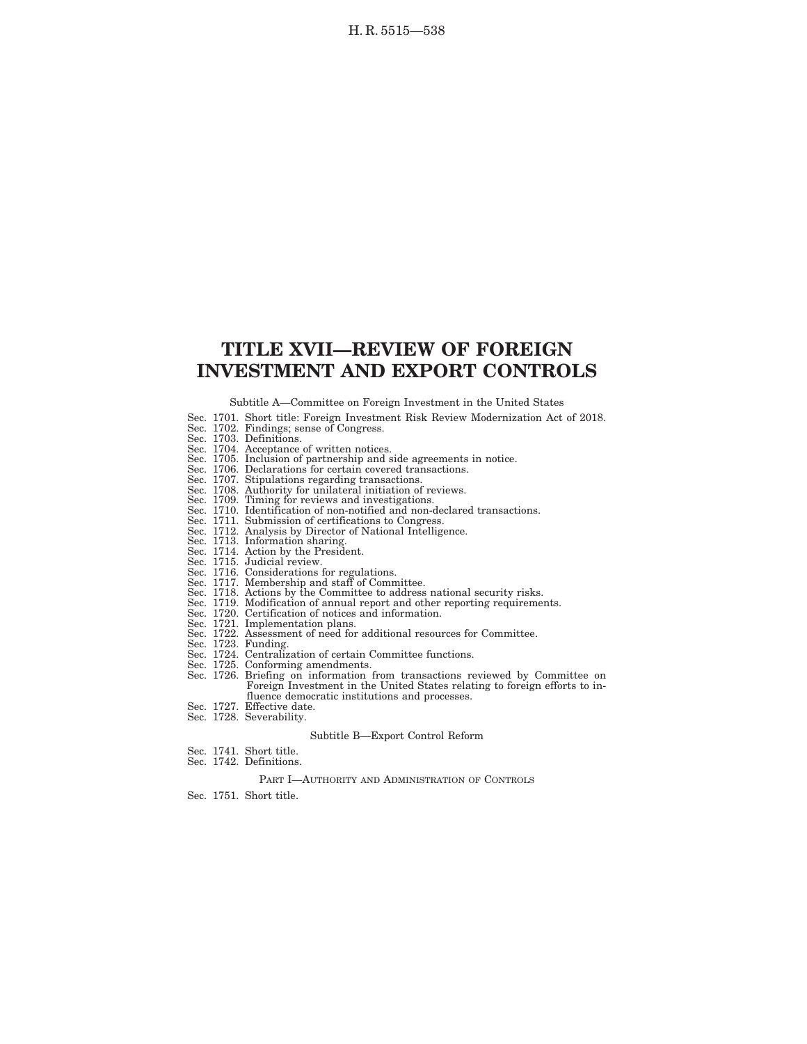# TITLE XVII—REVIEW OF FOREIGN INVESTMENT AND EXPORT CONTROLS

Subtitle A—Committee on Foreign Investment in the United States

Sec. 1701. Short title: Foreign Investment Risk Review Modernization Act of 2018.
Sec. 1702. Findings; sense of Congress.
Sec. 1703. Definitions.
Sec. 1704. Acceptance of written notices.
Sec. 1705. Inclusion of partnership and side agreements in notice.
Sec. 1706. Declarations for certain covered transactions.
Sec. 1707. Stipulations regarding transactions.
Sec. 1708. Authority for unilateral initiation of reviews.
Sec. 1709. Timing for reviews and investigations.
Sec. 1710. Identification of non-notified and non-declared transactions.
Sec. 1711. Submission of certifications to Congress.
Sec. 1712. Analysis by Director of National Intelligence.
Sec. 1713. Information sharing.
Sec. 1714. Action by the President.
Sec. 1715. Judicial review.
Sec. 1716. Considerations for regulations.
Sec. 1717. Membership and staff of Committee.
Sec. 1718. Actions by the Committee to address national security risks.
Sec. 1719. Modification of annual report and other reporting requirements.
Sec. 1720. Certification of notices and information.
Sec. 1721. Implementation plans.
Sec. 1722. Assessment of need for additional resources for Committee.
Sec. 1723. Funding.
Sec. 1724. Centralization of certain Committee functions.
Sec. 1725. Conforming amendments.
Sec. 1726. Briefing on information from transactions reviewed by Committee on Foreign Investment in the United States relating to foreign efforts to influence democratic institutions and processes.
Sec. 1727. Effective date.
Sec. 1728. Severability.

Subtitle B—Export Control Reform

Sec. 1741. Short title.
Sec. 1742. Definitions.

PART I—AUTHORITY AND ADMINISTRATION OF CONTROLS

Sec. 1751. Short title.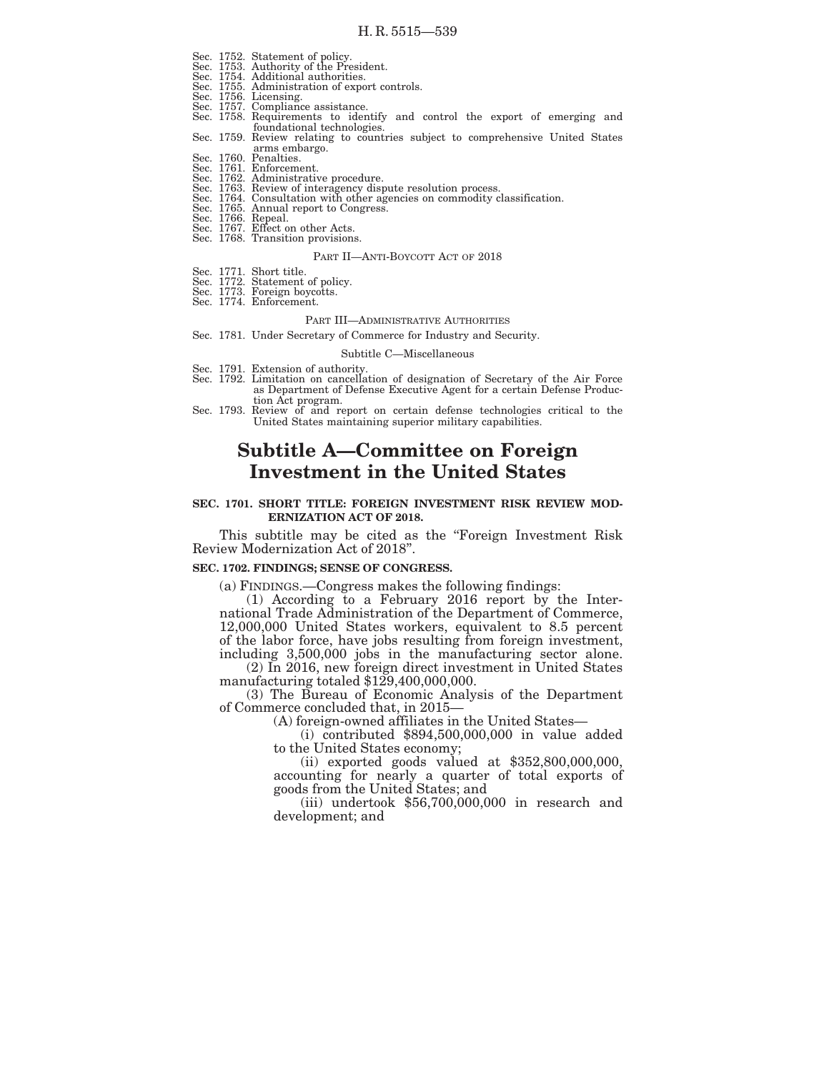Sec. 1752. Statement of policy.
Sec. 1753. Authority of the President.
Sec. 1754. Additional authorities.
Sec. 1755. Administration of export controls.
Sec. 1756. Licensing.
Sec. 1757. Compliance assistance.
Sec. 1758. Requirements to identify and control the export of emerging and foundational technologies.
Sec. 1759. Review relating to countries subject to comprehensive United States arms embargo.
Sec. 1760. Penalties.
Sec. 1761. Enforcement.
Sec. 1762. Administrative procedure.
Sec. 1763. Review of interagency dispute resolution process.
Sec. 1764. Consultation with other agencies on commodity classification.
Sec. 1765. Annual report to Congress.
Sec. 1766. Repeal.
Sec. 1767. Effect on other Acts.
Sec. 1768. Transition provisions.

PART II—ANTI-BOYCOTT ACT OF 2018

Sec. 1771. Short title.
Sec. 1772. Statement of policy.
Sec. 1773. Foreign boycotts.
Sec. 1774. Enforcement.

PART III—ADMINISTRATIVE AUTHORITIES

Sec. 1781. Under Secretary of Commerce for Industry and Security.

Subtitle C—Miscellaneous

Sec. 1791. Extension of authority.
Sec. 1792. Limitation on cancellation of designation of Secretary of the Air Force as Department of Defense Executive Agent for a certain Defense Production Act program.
Sec. 1793. Review of and report on certain defense technologies critical to the United States maintaining superior military capabilities.

# Subtitle A—Committee on Foreign Investment in the United States

**SEC. 1701. SHORT TITLE: FOREIGN INVESTMENT RISK REVIEW MODERNIZATION ACT OF 2018.**

This subtitle may be cited as the "Foreign Investment Risk Review Modernization Act of 2018".

**SEC. 1702. FINDINGS; SENSE OF CONGRESS.**

(a) FINDINGS.—Congress makes the following findings:

(1) According to a February 2016 report by the International Trade Administration of the Department of Commerce, 12,000,000 United States workers, equivalent to 8.5 percent of the labor force, have jobs resulting from foreign investment, including 3,500,000 jobs in the manufacturing sector alone.

(2) In 2016, new foreign direct investment in United States manufacturing totaled $129,400,000,000.

(3) The Bureau of Economic Analysis of the Department of Commerce concluded that, in 2015—

(A) foreign-owned affiliates in the United States—

(i) contributed $894,500,000,000 in value added to the United States economy;

(ii) exported goods valued at $352,800,000,000, accounting for nearly a quarter of total exports of goods from the United States; and

(iii) undertook $56,700,000,000 in research and development; and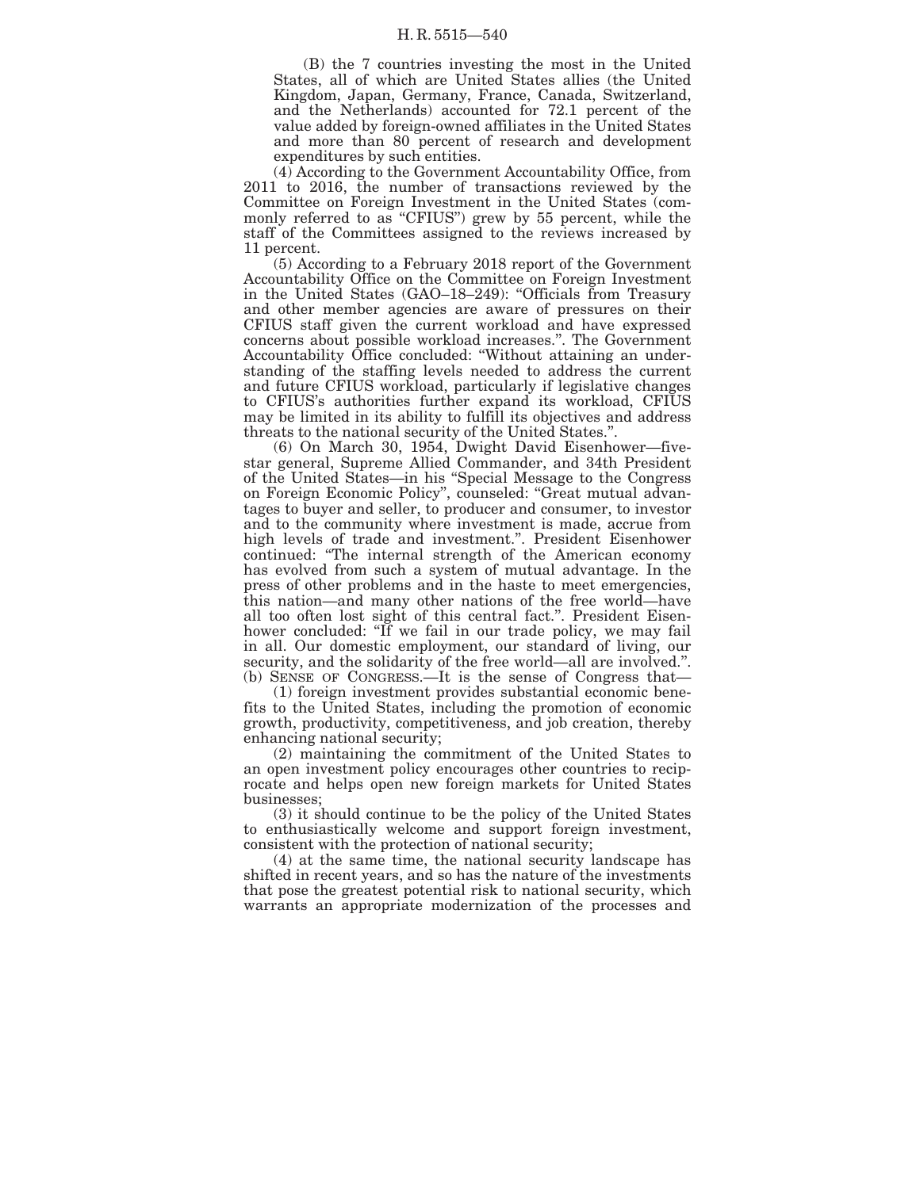(B) the 7 countries investing the most in the United States, all of which are United States allies (the United Kingdom, Japan, Germany, France, Canada, Switzerland, and the Netherlands) accounted for 72.1 percent of the value added by foreign-owned affiliates in the United States and more than 80 percent of research and development expenditures by such entities.

(4) According to the Government Accountability Office, from 2011 to 2016, the number of transactions reviewed by the Committee on Foreign Investment in the United States (commonly referred to as "CFIUS") grew by 55 percent, while the staff of the Committees assigned to the reviews increased by 11 percent.

(5) According to a February 2018 report of the Government Accountability Office on the Committee on Foreign Investment in the United States (GAO–18–249): "Officials from Treasury and other member agencies are aware of pressures on their CFIUS staff given the current workload and have expressed concerns about possible workload increases.". The Government Accountability Office concluded: "Without attaining an understanding of the staffing levels needed to address the current and future CFIUS workload, particularly if legislative changes to CFIUS's authorities further expand its workload, CFIUS may be limited in its ability to fulfill its objectives and address threats to the national security of the United States.".

(6) On March 30, 1954, Dwight David Eisenhower—five-star general, Supreme Allied Commander, and 34th President of the United States—in his "Special Message to the Congress on Foreign Economic Policy", counseled: "Great mutual advantages to buyer and seller, to producer and consumer, to investor and to the community where investment is made, accrue from high levels of trade and investment.". President Eisenhower continued: "The internal strength of the American economy has evolved from such a system of mutual advantage. In the press of other problems and in the haste to meet emergencies, this nation—and many other nations of the free world—have all too often lost sight of this central fact.". President Eisenhower concluded: "If we fail in our trade policy, we may fail in all. Our domestic employment, our standard of living, our security, and the solidarity of the free world—all are involved.".

(b) SENSE OF CONGRESS.—It is the sense of Congress that—

(1) foreign investment provides substantial economic benefits to the United States, including the promotion of economic growth, productivity, competitiveness, and job creation, thereby enhancing national security;

(2) maintaining the commitment of the United States to an open investment policy encourages other countries to reciprocate and helps open new foreign markets for United States businesses;

(3) it should continue to be the policy of the United States to enthusiastically welcome and support foreign investment, consistent with the protection of national security;

(4) at the same time, the national security landscape has shifted in recent years, and so has the nature of the investments that pose the greatest potential risk to national security, which warrants an appropriate modernization of the processes and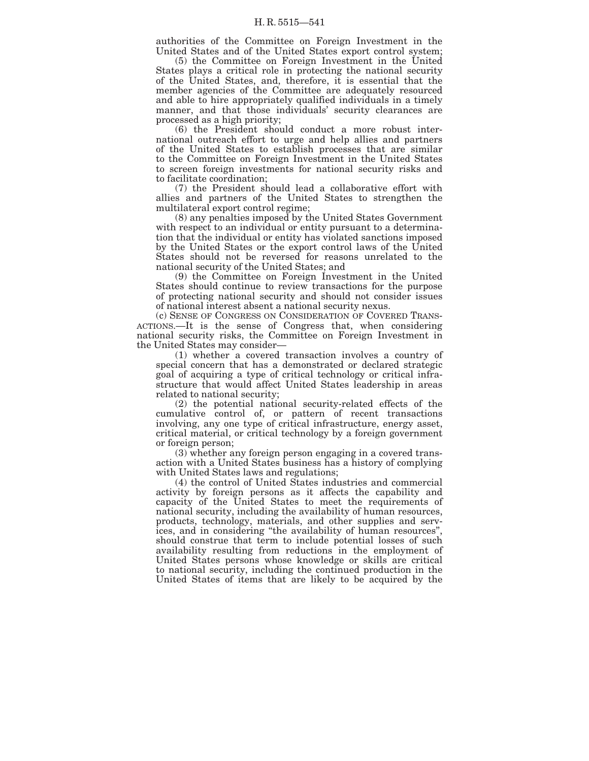authorities of the Committee on Foreign Investment in the United States and of the United States export control system;

(5) the Committee on Foreign Investment in the United States plays a critical role in protecting the national security of the United States, and, therefore, it is essential that the member agencies of the Committee are adequately resourced and able to hire appropriately qualified individuals in a timely manner, and that those individuals' security clearances are processed as a high priority;

(6) the President should conduct a more robust international outreach effort to urge and help allies and partners of the United States to establish processes that are similar to the Committee on Foreign Investment in the United States to screen foreign investments for national security risks and to facilitate coordination;

(7) the President should lead a collaborative effort with allies and partners of the United States to strengthen the multilateral export control regime;

(8) any penalties imposed by the United States Government with respect to an individual or entity pursuant to a determination that the individual or entity has violated sanctions imposed by the United States or the export control laws of the United States should not be reversed for reasons unrelated to the national security of the United States; and

(9) the Committee on Foreign Investment in the United States should continue to review transactions for the purpose of protecting national security and should not consider issues of national interest absent a national security nexus.

(c) SENSE OF CONGRESS ON CONSIDERATION OF COVERED TRANSACTIONS.—It is the sense of Congress that, when considering national security risks, the Committee on Foreign Investment in the United States may consider—

(1) whether a covered transaction involves a country of special concern that has a demonstrated or declared strategic goal of acquiring a type of critical technology or critical infrastructure that would affect United States leadership in areas related to national security;

(2) the potential national security-related effects of the cumulative control of, or pattern of recent transactions involving, any one type of critical infrastructure, energy asset, critical material, or critical technology by a foreign government or foreign person;

(3) whether any foreign person engaging in a covered transaction with a United States business has a history of complying with United States laws and regulations;

(4) the control of United States industries and commercial activity by foreign persons as it affects the capability and capacity of the United States to meet the requirements of national security, including the availability of human resources, products, technology, materials, and other supplies and services, and in considering "the availability of human resources", should construe that term to include potential losses of such availability resulting from reductions in the employment of United States persons whose knowledge or skills are critical to national security, including the continued production in the United States of items that are likely to be acquired by the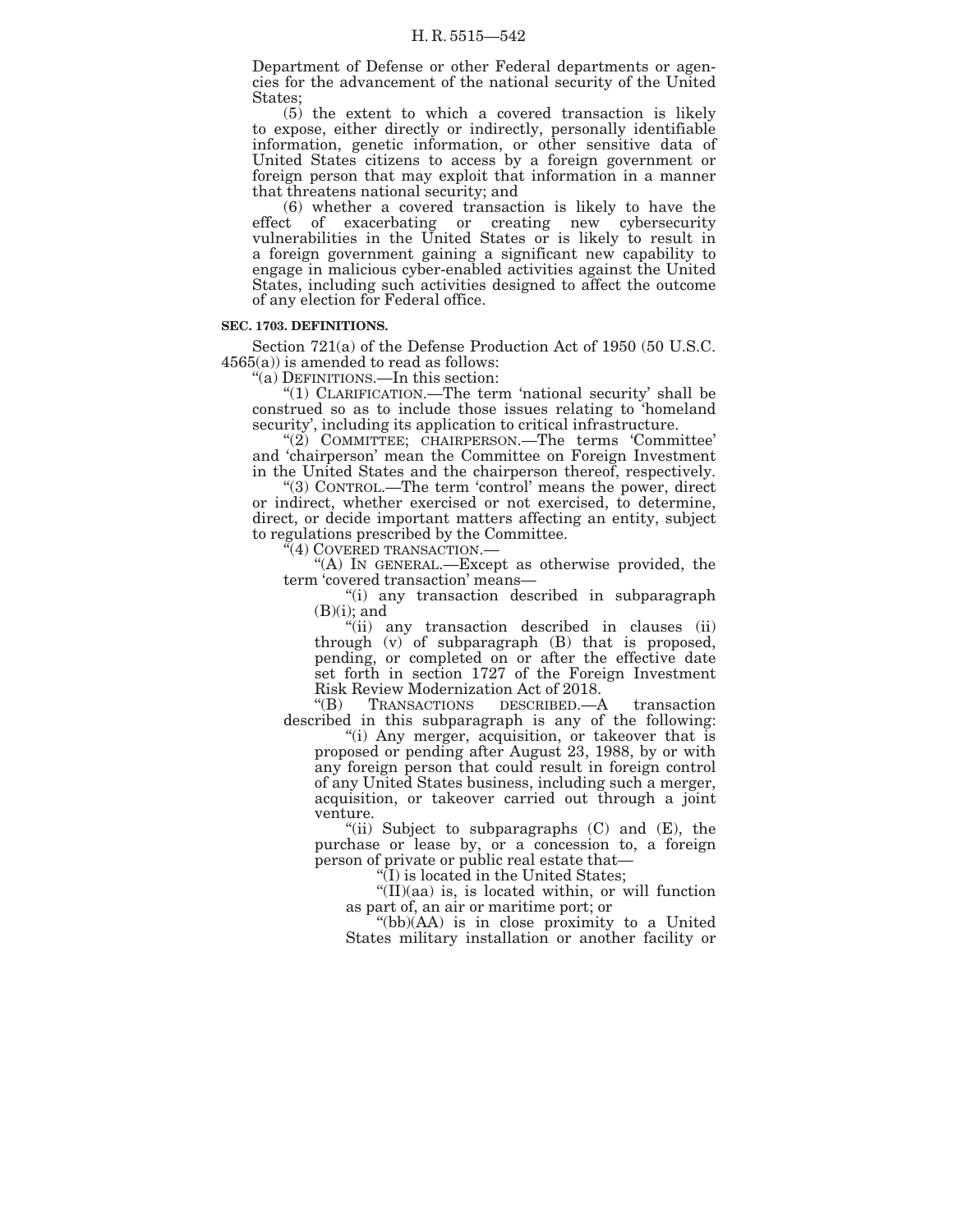Department of Defense or other Federal departments or agencies for the advancement of the national security of the United States;

(5) the extent to which a covered transaction is likely to expose, either directly or indirectly, personally identifiable information, genetic information, or other sensitive data of United States citizens to access by a foreign government or foreign person that may exploit that information in a manner that threatens national security; and

(6) whether a covered transaction is likely to have the effect of exacerbating or creating new cybersecurity vulnerabilities in the United States or is likely to result in a foreign government gaining a significant new capability to engage in malicious cyber-enabled activities against the United States, including such activities designed to affect the outcome of any election for Federal office.

**SEC. 1703. DEFINITIONS.**

Section 721(a) of the Defense Production Act of 1950 (50 U.S.C. 4565(a)) is amended to read as follows:

"(a) DEFINITIONS.—In this section:

"(1) CLARIFICATION.—The term 'national security' shall be construed so as to include those issues relating to 'homeland security', including its application to critical infrastructure.

"(2) COMMITTEE; CHAIRPERSON.—The terms 'Committee' and 'chairperson' mean the Committee on Foreign Investment in the United States and the chairperson thereof, respectively.

"(3) CONTROL.—The term 'control' means the power, direct or indirect, whether exercised or not exercised, to determine, direct, or decide important matters affecting an entity, subject to regulations prescribed by the Committee.

"(4) COVERED TRANSACTION.—

"(A) IN GENERAL.—Except as otherwise provided, the term 'covered transaction' means—

"(i) any transaction described in subparagraph (B)(i); and

"(ii) any transaction described in clauses (ii) through (v) of subparagraph (B) that is proposed, pending, or completed on or after the effective date set forth in section 1727 of the Foreign Investment Risk Review Modernization Act of 2018.

"(B) TRANSACTIONS DESCRIBED.—A transaction described in this subparagraph is any of the following:

"(i) Any merger, acquisition, or takeover that is proposed or pending after August 23, 1988, by or with any foreign person that could result in foreign control of any United States business, including such a merger, acquisition, or takeover carried out through a joint venture.

"(ii) Subject to subparagraphs (C) and (E), the purchase or lease by, or a concession to, a foreign person of private or public real estate that—

"(I) is located in the United States;

"(II)(aa) is, is located within, or will function as part of, an air or maritime port; or

"(bb)(AA) is in close proximity to a United States military installation or another facility or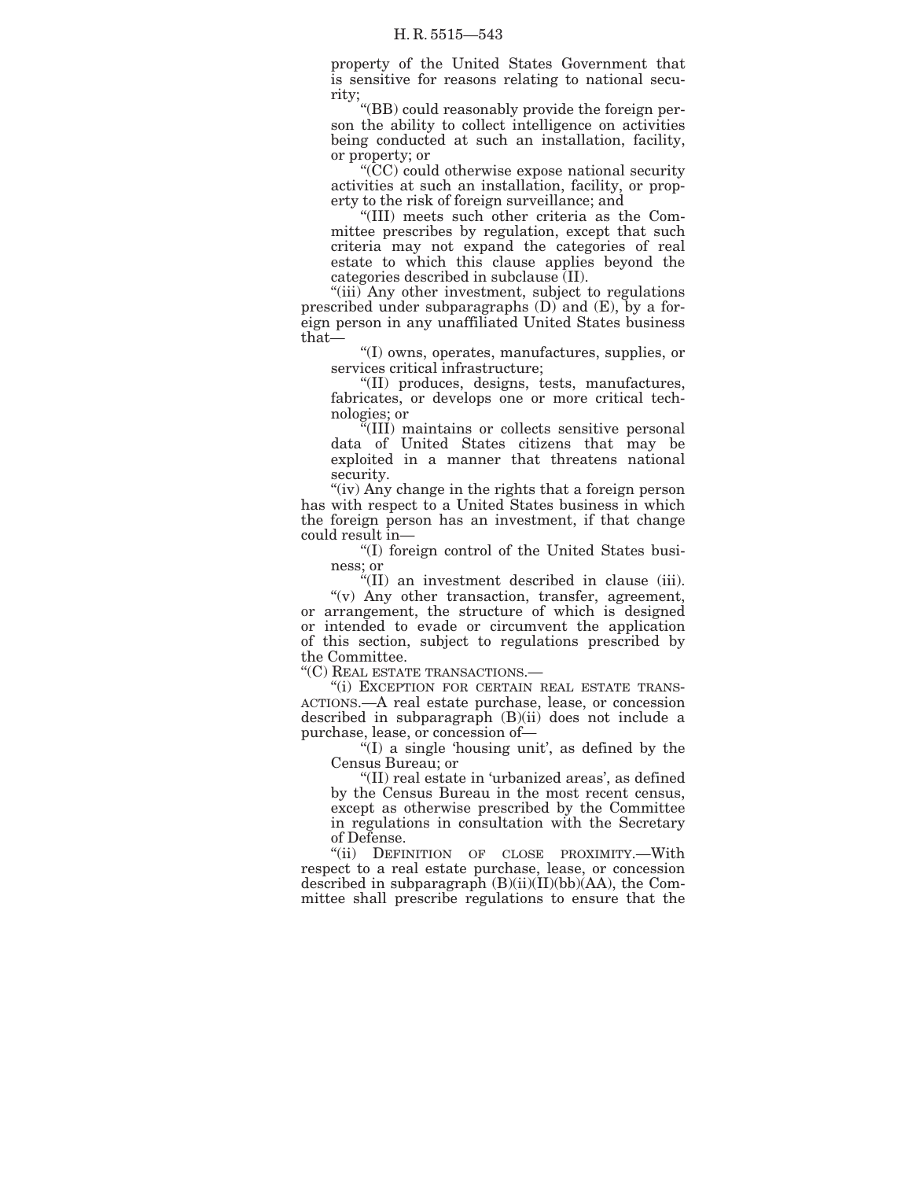property of the United States Government that is sensitive for reasons relating to national security;

"(BB) could reasonably provide the foreign person the ability to collect intelligence on activities being conducted at such an installation, facility, or property; or

"(CC) could otherwise expose national security activities at such an installation, facility, or property to the risk of foreign surveillance; and

"(III) meets such other criteria as the Committee prescribes by regulation, except that such criteria may not expand the categories of real estate to which this clause applies beyond the categories described in subclause (II).

"(iii) Any other investment, subject to regulations prescribed under subparagraphs (D) and (E), by a foreign person in any unaffiliated United States business that—

"(I) owns, operates, manufactures, supplies, or services critical infrastructure;

"(II) produces, designs, tests, manufactures, fabricates, or develops one or more critical technologies; or

"(III) maintains or collects sensitive personal data of United States citizens that may be exploited in a manner that threatens national security.

"(iv) Any change in the rights that a foreign person has with respect to a United States business in which the foreign person has an investment, if that change could result in—

"(I) foreign control of the United States business; or

"(II) an investment described in clause (iii).

"(v) Any other transaction, transfer, agreement, or arrangement, the structure of which is designed or intended to evade or circumvent the application of this section, subject to regulations prescribed by the Committee.

"(C) REAL ESTATE TRANSACTIONS.—

"(i) EXCEPTION FOR CERTAIN REAL ESTATE TRANSACTIONS.—A real estate purchase, lease, or concession described in subparagraph (B)(ii) does not include a purchase, lease, or concession of—

"(I) a single 'housing unit', as defined by the Census Bureau; or

"(II) real estate in 'urbanized areas', as defined by the Census Bureau in the most recent census, except as otherwise prescribed by the Committee in regulations in consultation with the Secretary of Defense.

"(ii) DEFINITION OF CLOSE PROXIMITY.—With respect to a real estate purchase, lease, or concession described in subparagraph (B)(ii)(II)(bb)(AA), the Committee shall prescribe regulations to ensure that the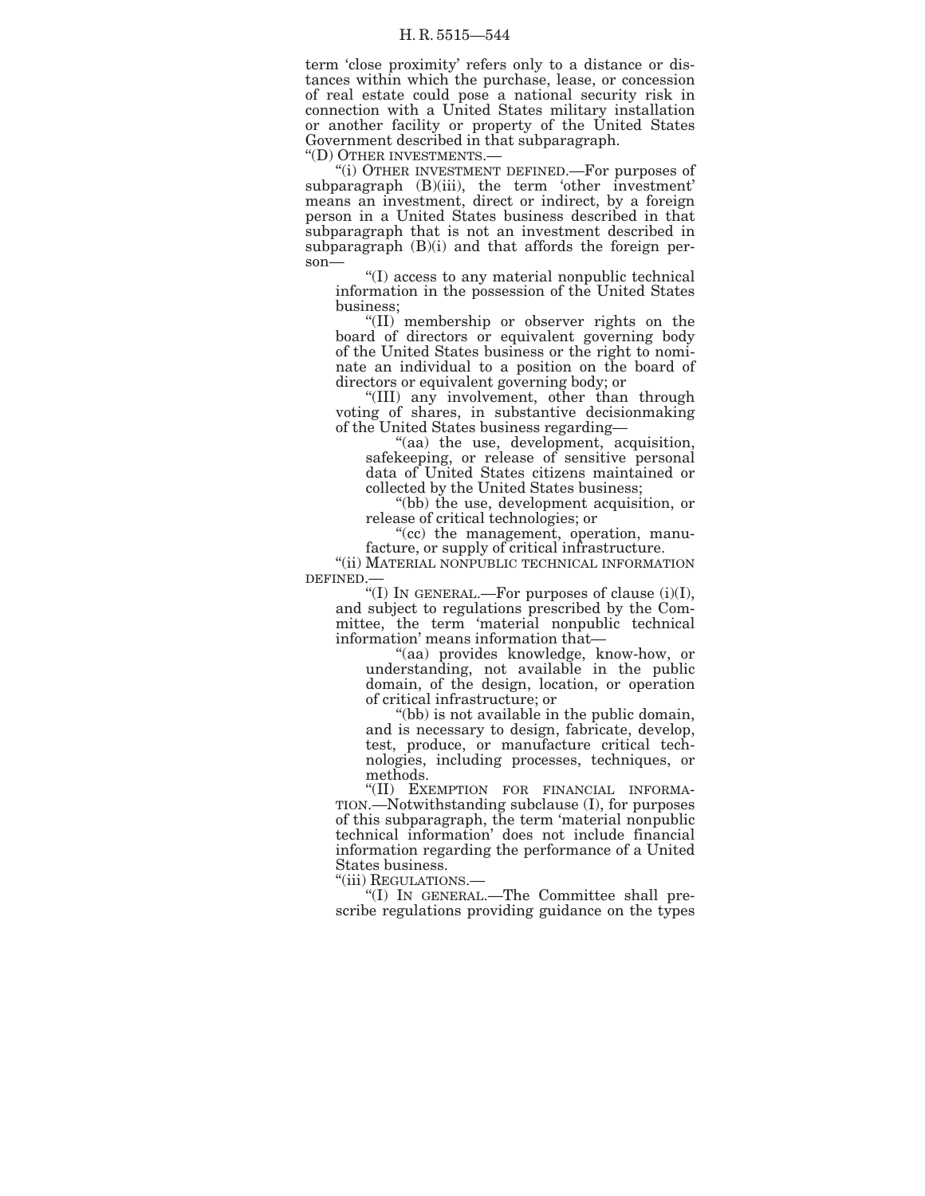term 'close proximity' refers only to a distance or distances within which the purchase, lease, or concession of real estate could pose a national security risk in connection with a United States military installation or another facility or property of the United States Government described in that subparagraph.

"(D) OTHER INVESTMENTS.—

"(i) OTHER INVESTMENT DEFINED.—For purposes of subparagraph (B)(iii), the term 'other investment' means an investment, direct or indirect, by a foreign person in a United States business described in that subparagraph that is not an investment described in subparagraph (B)(i) and that affords the foreign person—

"(I) access to any material nonpublic technical information in the possession of the United States business;

"(II) membership or observer rights on the board of directors or equivalent governing body of the United States business or the right to nominate an individual to a position on the board of directors or equivalent governing body; or

"(III) any involvement, other than through voting of shares, in substantive decisionmaking of the United States business regarding—

"(aa) the use, development, acquisition, safekeeping, or release of sensitive personal data of United States citizens maintained or collected by the United States business;

"(bb) the use, development acquisition, or release of critical technologies; or

"(cc) the management, operation, manufacture, or supply of critical infrastructure.

"(ii) MATERIAL NONPUBLIC TECHNICAL INFORMATION DEFINED.—

"(I) IN GENERAL.—For purposes of clause (i)(I), and subject to regulations prescribed by the Committee, the term 'material nonpublic technical information' means information that—

"(aa) provides knowledge, know-how, or understanding, not available in the public domain, of the design, location, or operation of critical infrastructure; or

"(bb) is not available in the public domain, and is necessary to design, fabricate, develop, test, produce, or manufacture critical technologies, including processes, techniques, or methods.

"(II) EXEMPTION FOR FINANCIAL INFORMATION.—Notwithstanding subclause (I), for purposes of this subparagraph, the term 'material nonpublic technical information' does not include financial information regarding the performance of a United States business.

"(iii) REGULATIONS.—

"(I) IN GENERAL.—The Committee shall prescribe regulations providing guidance on the types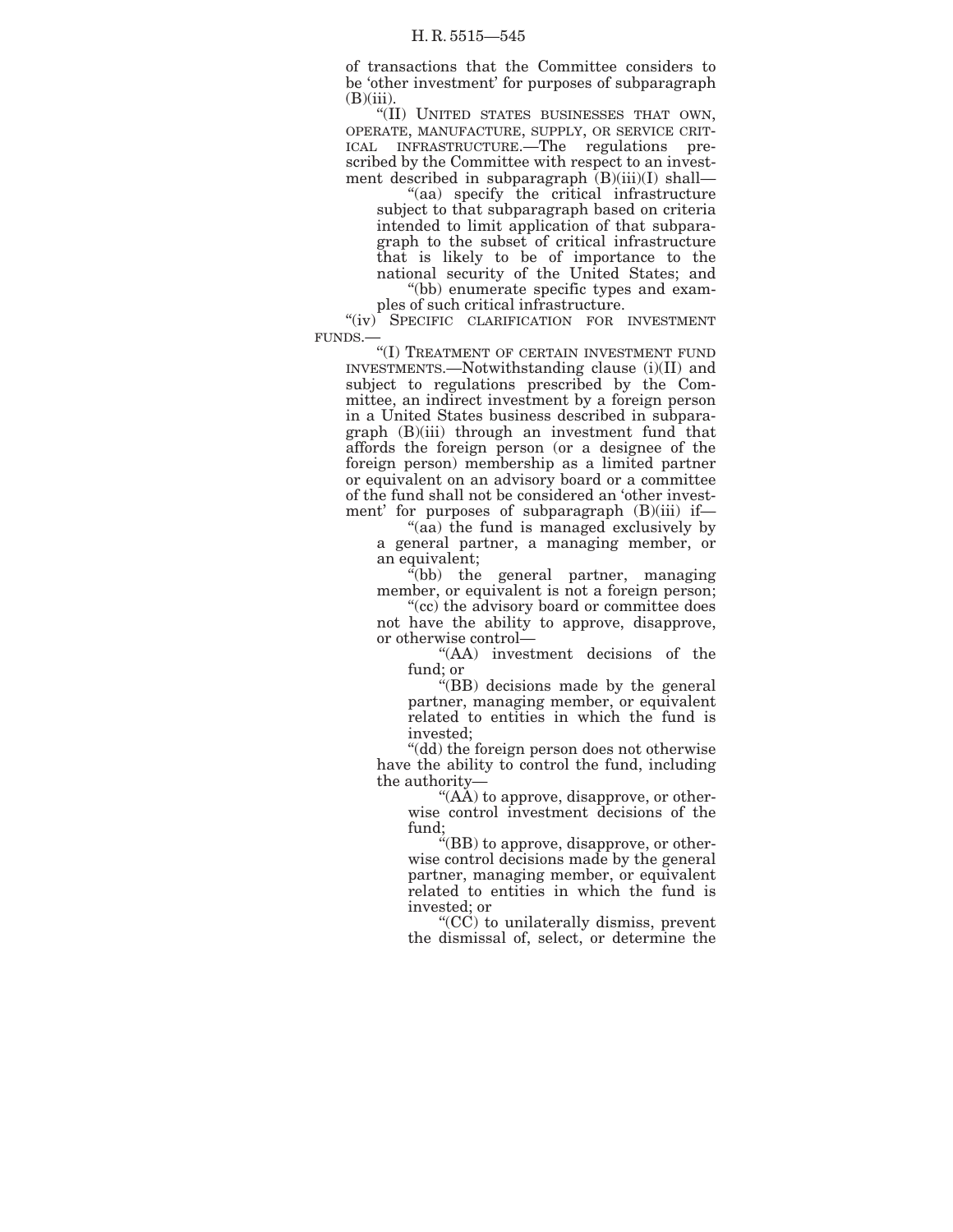of transactions that the Committee considers to be 'other investment' for purposes of subparagraph (B)(iii).

"(II) UNITED STATES BUSINESSES THAT OWN, OPERATE, MANUFACTURE, SUPPLY, OR SERVICE CRITICAL INFRASTRUCTURE.—The regulations prescribed by the Committee with respect to an investment described in subparagraph (B)(iii)(I) shall—

"(aa) specify the critical infrastructure subject to that subparagraph based on criteria intended to limit application of that subparagraph to the subset of critical infrastructure that is likely to be of importance to the national security of the United States; and

"(bb) enumerate specific types and examples of such critical infrastructure.

"(iv) SPECIFIC CLARIFICATION FOR INVESTMENT FUNDS.—

"(I) TREATMENT OF CERTAIN INVESTMENT FUND INVESTMENTS.—Notwithstanding clause (i)(II) and subject to regulations prescribed by the Committee, an indirect investment by a foreign person in a United States business described in subparagraph (B)(iii) through an investment fund that affords the foreign person (or a designee of the foreign person) membership as a limited partner or equivalent on an advisory board or a committee of the fund shall not be considered an 'other investment' for purposes of subparagraph (B)(iii) if—

"(aa) the fund is managed exclusively by a general partner, a managing member, or an equivalent;

"(bb) the general partner, managing member, or equivalent is not a foreign person;

"(cc) the advisory board or committee does not have the ability to approve, disapprove, or otherwise control—

"(AA) investment decisions of the fund; or

"(BB) decisions made by the general partner, managing member, or equivalent related to entities in which the fund is invested;

"(dd) the foreign person does not otherwise have the ability to control the fund, including the authority—

"(AA) to approve, disapprove, or otherwise control investment decisions of the fund;

"(BB) to approve, disapprove, or otherwise control decisions made by the general partner, managing member, or equivalent related to entities in which the fund is invested; or

"(CC) to unilaterally dismiss, prevent the dismissal of, select, or determine the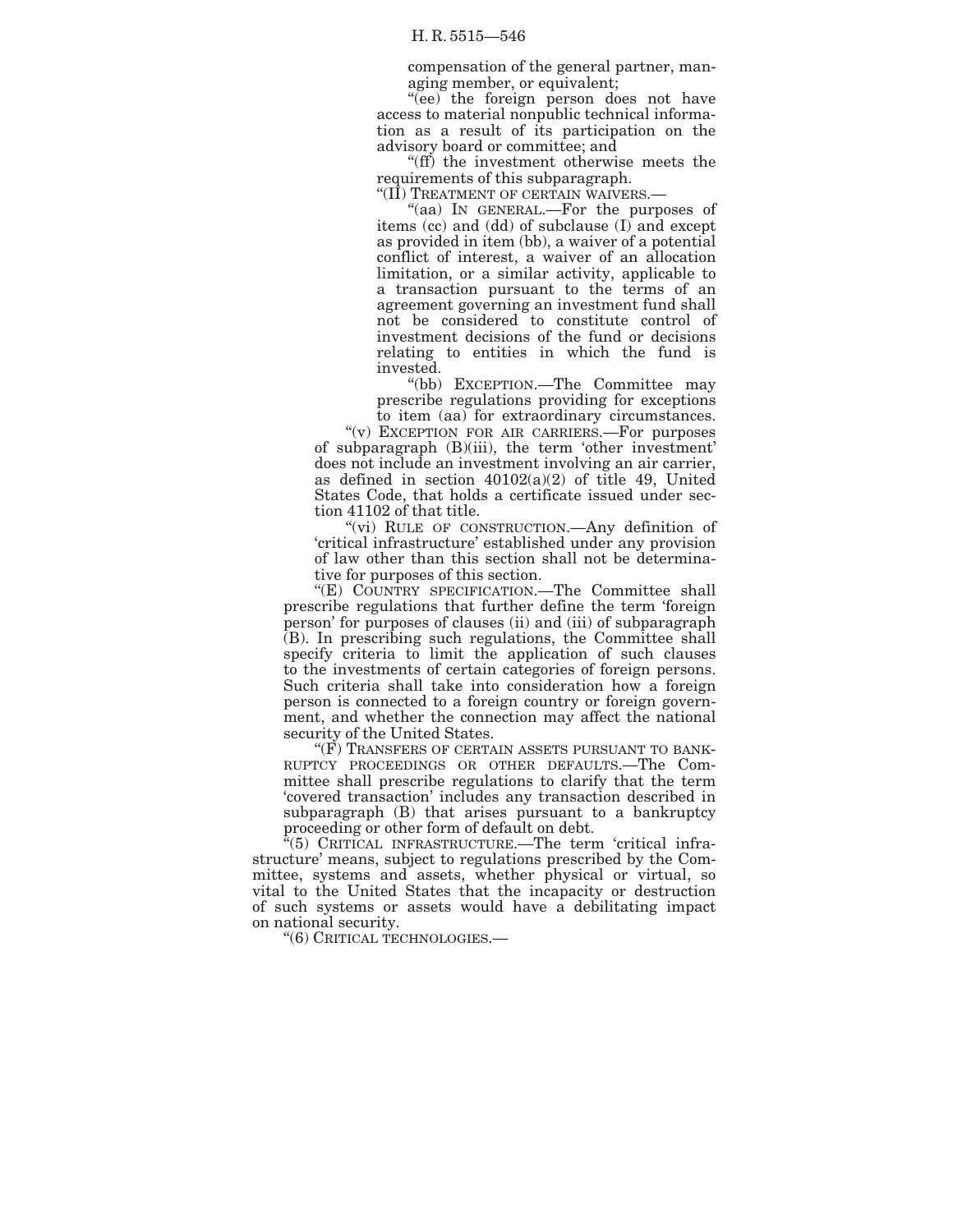compensation of the general partner, managing member, or equivalent;

"(ee) the foreign person does not have access to material nonpublic technical information as a result of its participation on the advisory board or committee; and

"(ff) the investment otherwise meets the requirements of this subparagraph.

"(II) TREATMENT OF CERTAIN WAIVERS.—

"(aa) IN GENERAL.—For the purposes of items (cc) and (dd) of subclause (I) and except as provided in item (bb), a waiver of a potential conflict of interest, a waiver of an allocation limitation, or a similar activity, applicable to a transaction pursuant to the terms of an agreement governing an investment fund shall not be considered to constitute control of investment decisions of the fund or decisions relating to entities in which the fund is invested.

"(bb) EXCEPTION.—The Committee may prescribe regulations providing for exceptions to item (aa) for extraordinary circumstances.

"(v) EXCEPTION FOR AIR CARRIERS.—For purposes of subparagraph (B)(iii), the term 'other investment' does not include an investment involving an air carrier, as defined in section 40102(a)(2) of title 49, United States Code, that holds a certificate issued under section 41102 of that title.

"(vi) RULE OF CONSTRUCTION.—Any definition of 'critical infrastructure' established under any provision of law other than this section shall not be determinative for purposes of this section.

"(E) COUNTRY SPECIFICATION.—The Committee shall prescribe regulations that further define the term 'foreign person' for purposes of clauses (ii) and (iii) of subparagraph (B). In prescribing such regulations, the Committee shall specify criteria to limit the application of such clauses to the investments of certain categories of foreign persons. Such criteria shall take into consideration how a foreign person is connected to a foreign country or foreign government, and whether the connection may affect the national security of the United States.

"(F) TRANSFERS OF CERTAIN ASSETS PURSUANT TO BANKRUPTCY PROCEEDINGS OR OTHER DEFAULTS.—The Committee shall prescribe regulations to clarify that the term 'covered transaction' includes any transaction described in subparagraph (B) that arises pursuant to a bankruptcy proceeding or other form of default on debt.

"(5) CRITICAL INFRASTRUCTURE.—The term 'critical infrastructure' means, subject to regulations prescribed by the Committee, systems and assets, whether physical or virtual, so vital to the United States that the incapacity or destruction of such systems or assets would have a debilitating impact on national security.

"(6) CRITICAL TECHNOLOGIES.—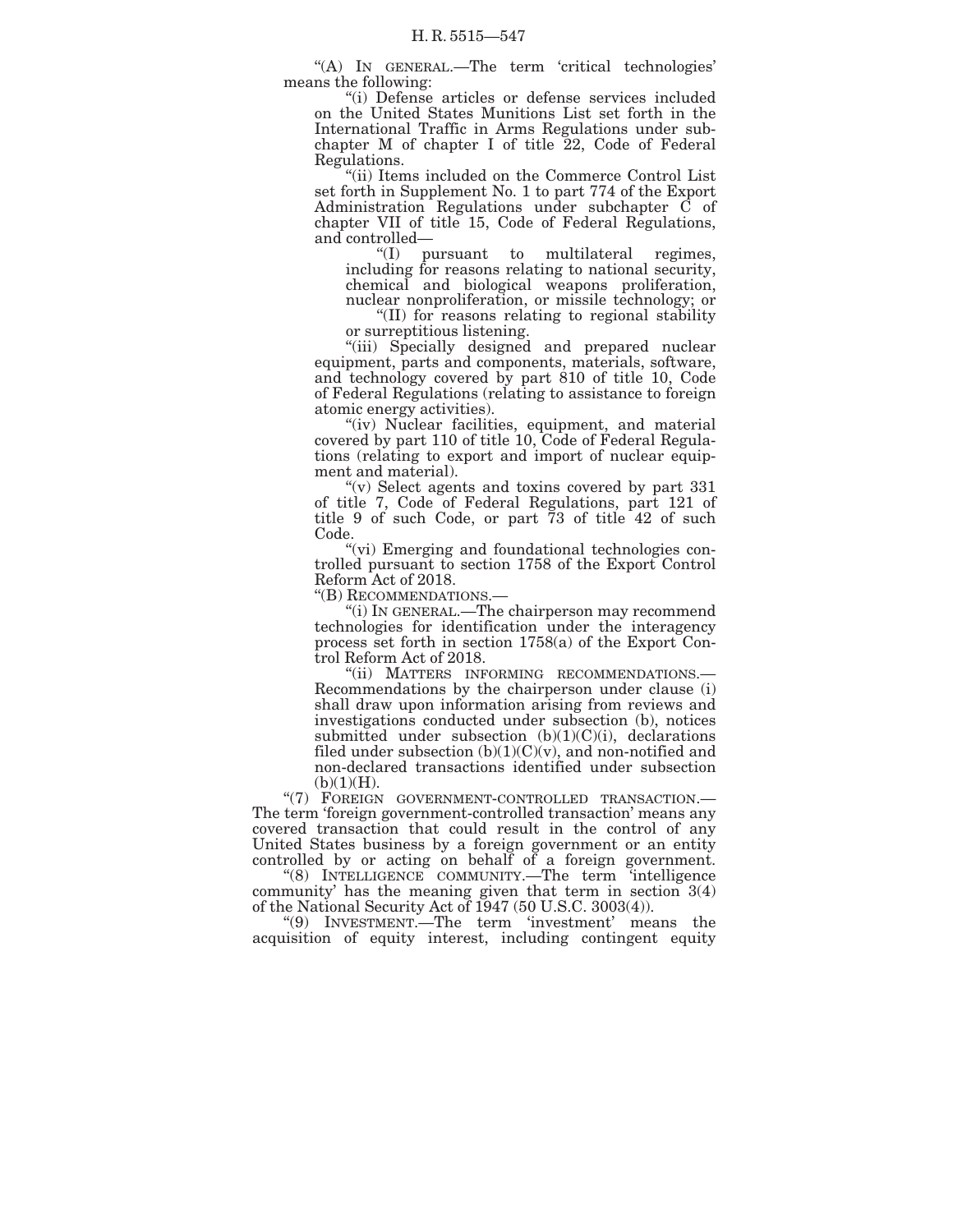"(A) IN GENERAL.—The term 'critical technologies' means the following:

"(i) Defense articles or defense services included on the United States Munitions List set forth in the International Traffic in Arms Regulations under subchapter M of chapter I of title 22, Code of Federal Regulations.

"(ii) Items included on the Commerce Control List set forth in Supplement No. 1 to part 774 of the Export Administration Regulations under subchapter C of chapter VII of title 15, Code of Federal Regulations, and controlled—

"(I) pursuant to multilateral regimes, including for reasons relating to national security, chemical and biological weapons proliferation, nuclear nonproliferation, or missile technology; or

"(II) for reasons relating to regional stability or surreptitious listening.

"(iii) Specially designed and prepared nuclear equipment, parts and components, materials, software, and technology covered by part 810 of title 10, Code of Federal Regulations (relating to assistance to foreign atomic energy activities).

"(iv) Nuclear facilities, equipment, and material covered by part 110 of title 10, Code of Federal Regulations (relating to export and import of nuclear equipment and material).

"(v) Select agents and toxins covered by part 331 of title 7, Code of Federal Regulations, part 121 of title 9 of such Code, or part 73 of title 42 of such Code.

"(vi) Emerging and foundational technologies controlled pursuant to section 1758 of the Export Control Reform Act of 2018.

"(B) RECOMMENDATIONS.—

"(i) IN GENERAL.—The chairperson may recommend technologies for identification under the interagency process set forth in section 1758(a) of the Export Control Reform Act of 2018.

"(ii) MATTERS INFORMING RECOMMENDATIONS.—Recommendations by the chairperson under clause (i) shall draw upon information arising from reviews and investigations conducted under subsection (b), notices submitted under subsection (b)(1)(C)(i), declarations filed under subsection (b)(1)(C)(v), and non-notified and non-declared transactions identified under subsection (b)(1)(H).

"(7) FOREIGN GOVERNMENT-CONTROLLED TRANSACTION.—The term 'foreign government-controlled transaction' means any covered transaction that could result in the control of any United States business by a foreign government or an entity controlled by or acting on behalf of a foreign government.

"(8) INTELLIGENCE COMMUNITY.—The term 'intelligence community' has the meaning given that term in section 3(4) of the National Security Act of 1947 (50 U.S.C. 3003(4)).

"(9) INVESTMENT.—The term 'investment' means the acquisition of equity interest, including contingent equity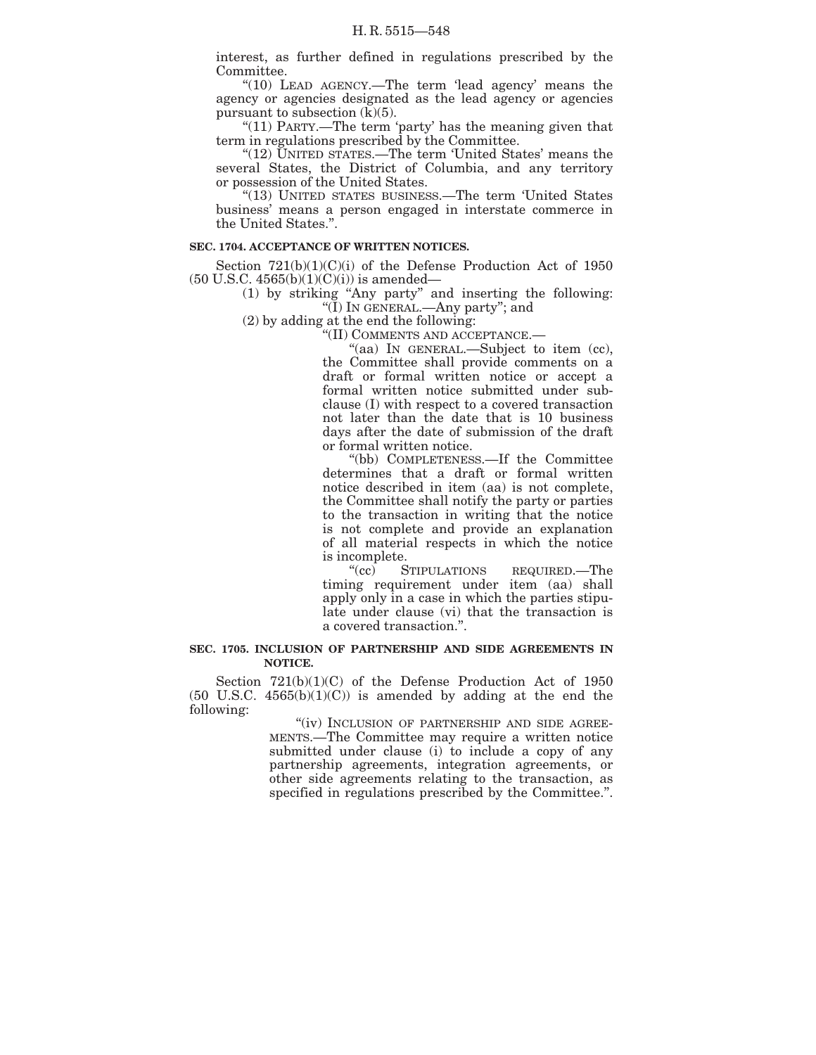interest, as further defined in regulations prescribed by the Committee.

"(10) LEAD AGENCY.—The term 'lead agency' means the agency or agencies designated as the lead agency or agencies pursuant to subsection (k)(5).

"(11) PARTY.—The term 'party' has the meaning given that term in regulations prescribed by the Committee.

"(12) UNITED STATES.—The term 'United States' means the several States, the District of Columbia, and any territory or possession of the United States.

"(13) UNITED STATES BUSINESS.—The term 'United States business' means a person engaged in interstate commerce in the United States.".

**SEC. 1704. ACCEPTANCE OF WRITTEN NOTICES.**

Section 721(b)(1)(C)(i) of the Defense Production Act of 1950 (50 U.S.C. 4565(b)(1)(C)(i)) is amended—

(1) by striking "Any party" and inserting the following: "(I) IN GENERAL.—Any party"; and

(2) by adding at the end the following:

"(II) COMMENTS AND ACCEPTANCE.—

"(aa) IN GENERAL.—Subject to item (cc), the Committee shall provide comments on a draft or formal written notice or accept a formal written notice submitted under subclause (I) with respect to a covered transaction not later than the date that is 10 business days after the date of submission of the draft or formal written notice.

"(bb) COMPLETENESS.—If the Committee determines that a draft or formal written notice described in item (aa) is not complete, the Committee shall notify the party or parties to the transaction in writing that the notice is not complete and provide an explanation of all material respects in which the notice is incomplete.

"(cc) STIPULATIONS REQUIRED.—The timing requirement under item (aa) shall apply only in a case in which the parties stipulate under clause (vi) that the transaction is a covered transaction.".

**SEC. 1705. INCLUSION OF PARTNERSHIP AND SIDE AGREEMENTS IN NOTICE.**

Section 721(b)(1)(C) of the Defense Production Act of 1950 (50 U.S.C. 4565(b)(1)(C)) is amended by adding at the end the following:

"(iv) INCLUSION OF PARTNERSHIP AND SIDE AGREEMENTS.—The Committee may require a written notice submitted under clause (i) to include a copy of any partnership agreements, integration agreements, or other side agreements relating to the transaction, as specified in regulations prescribed by the Committee.".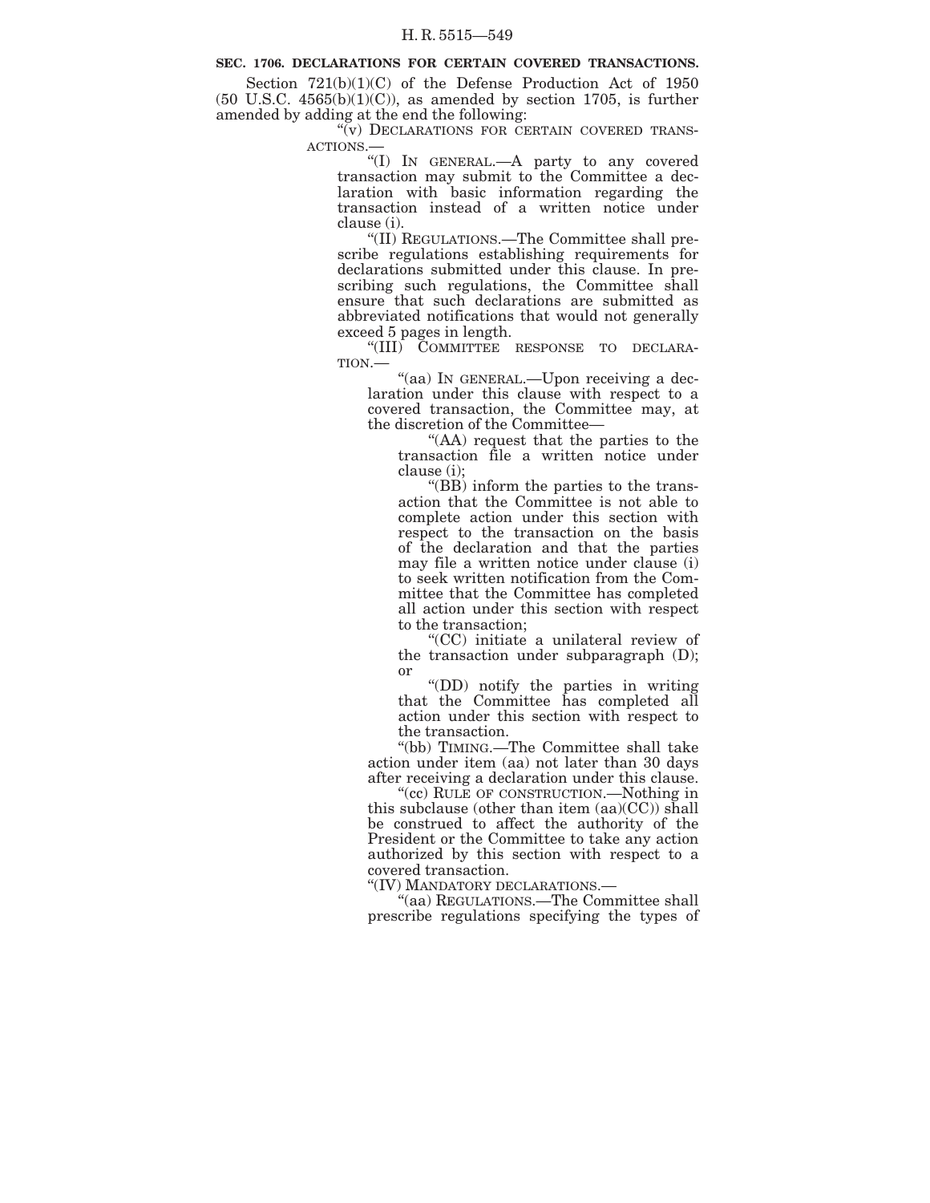**SEC. 1706. DECLARATIONS FOR CERTAIN COVERED TRANSACTIONS.**

Section 721(b)(1)(C) of the Defense Production Act of 1950 (50 U.S.C. 4565(b)(1)(C)), as amended by section 1705, is further amended by adding at the end the following:

"(v) DECLARATIONS FOR CERTAIN COVERED TRANSACTIONS.—

"(I) IN GENERAL.—A party to any covered transaction may submit to the Committee a declaration with basic information regarding the transaction instead of a written notice under clause (i).

"(II) REGULATIONS.—The Committee shall prescribe regulations establishing requirements for declarations submitted under this clause. In prescribing such regulations, the Committee shall ensure that such declarations are submitted as abbreviated notifications that would not generally exceed 5 pages in length.

"(III) COMMITTEE RESPONSE TO DECLARATION.—

"(aa) IN GENERAL.—Upon receiving a declaration under this clause with respect to a covered transaction, the Committee may, at the discretion of the Committee—

"(AA) request that the parties to the transaction file a written notice under clause (i);

"(BB) inform the parties to the transaction that the Committee is not able to complete action under this section with respect to the transaction on the basis of the declaration and that the parties may file a written notice under clause (i) to seek written notification from the Committee that the Committee has completed all action under this section with respect to the transaction;

"(CC) initiate a unilateral review of the transaction under subparagraph (D); or

"(DD) notify the parties in writing that the Committee has completed all action under this section with respect to the transaction.

"(bb) TIMING.—The Committee shall take action under item (aa) not later than 30 days after receiving a declaration under this clause.

"(cc) RULE OF CONSTRUCTION.—Nothing in this subclause (other than item (aa)(CC)) shall be construed to affect the authority of the President or the Committee to take any action authorized by this section with respect to a covered transaction.

"(IV) MANDATORY DECLARATIONS.—

"(aa) REGULATIONS.—The Committee shall prescribe regulations specifying the types of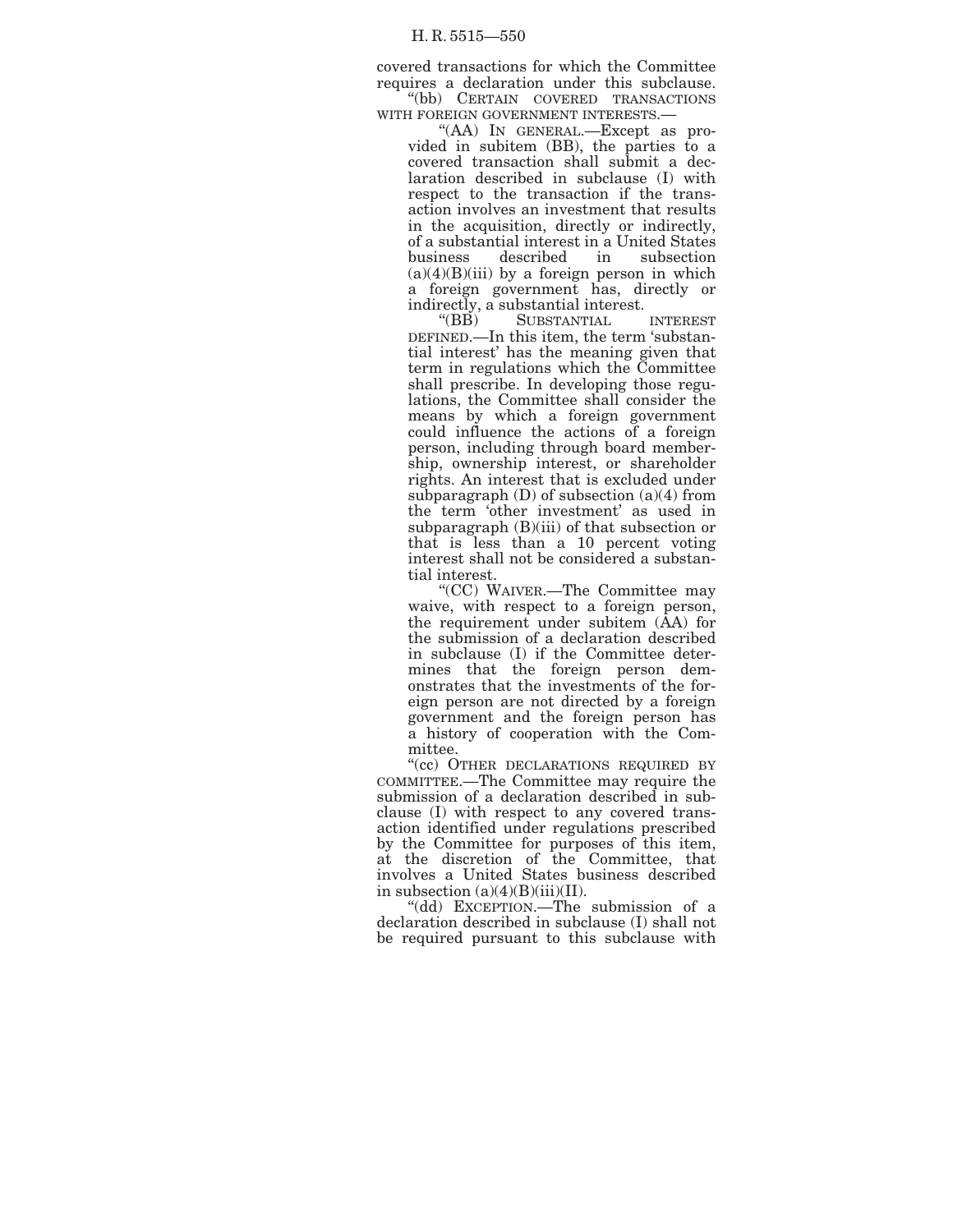covered transactions for which the Committee requires a declaration under this subclause.

"(bb) CERTAIN COVERED TRANSACTIONS WITH FOREIGN GOVERNMENT INTERESTS.—

"(AA) IN GENERAL.—Except as provided in subitem (BB), the parties to a covered transaction shall submit a declaration described in subclause (I) with respect to the transaction if the transaction involves an investment that results in the acquisition, directly or indirectly, of a substantial interest in a United States business described in subsection (a)(4)(B)(iii) by a foreign person in which a foreign government has, directly or indirectly, a substantial interest.

"(BB) SUBSTANTIAL INTEREST DEFINED.—In this item, the term 'substantial interest' has the meaning given that term in regulations which the Committee shall prescribe. In developing those regulations, the Committee shall consider the means by which a foreign government could influence the actions of a foreign person, including through board membership, ownership interest, or shareholder rights. An interest that is excluded under subparagraph (D) of subsection (a)(4) from the term 'other investment' as used in subparagraph (B)(iii) of that subsection or that is less than a 10 percent voting interest shall not be considered a substantial interest.

"(CC) WAIVER.—The Committee may waive, with respect to a foreign person, the requirement under subitem (AA) for the submission of a declaration described in subclause (I) if the Committee determines that the foreign person demonstrates that the investments of the foreign person are not directed by a foreign government and the foreign person has a history of cooperation with the Committee.

"(cc) OTHER DECLARATIONS REQUIRED BY COMMITTEE.—The Committee may require the submission of a declaration described in subclause (I) with respect to any covered transaction identified under regulations prescribed by the Committee for purposes of this item, at the discretion of the Committee, that involves a United States business described in subsection (a)(4)(B)(iii)(II).

"(dd) EXCEPTION.—The submission of a declaration described in subclause (I) shall not be required pursuant to this subclause with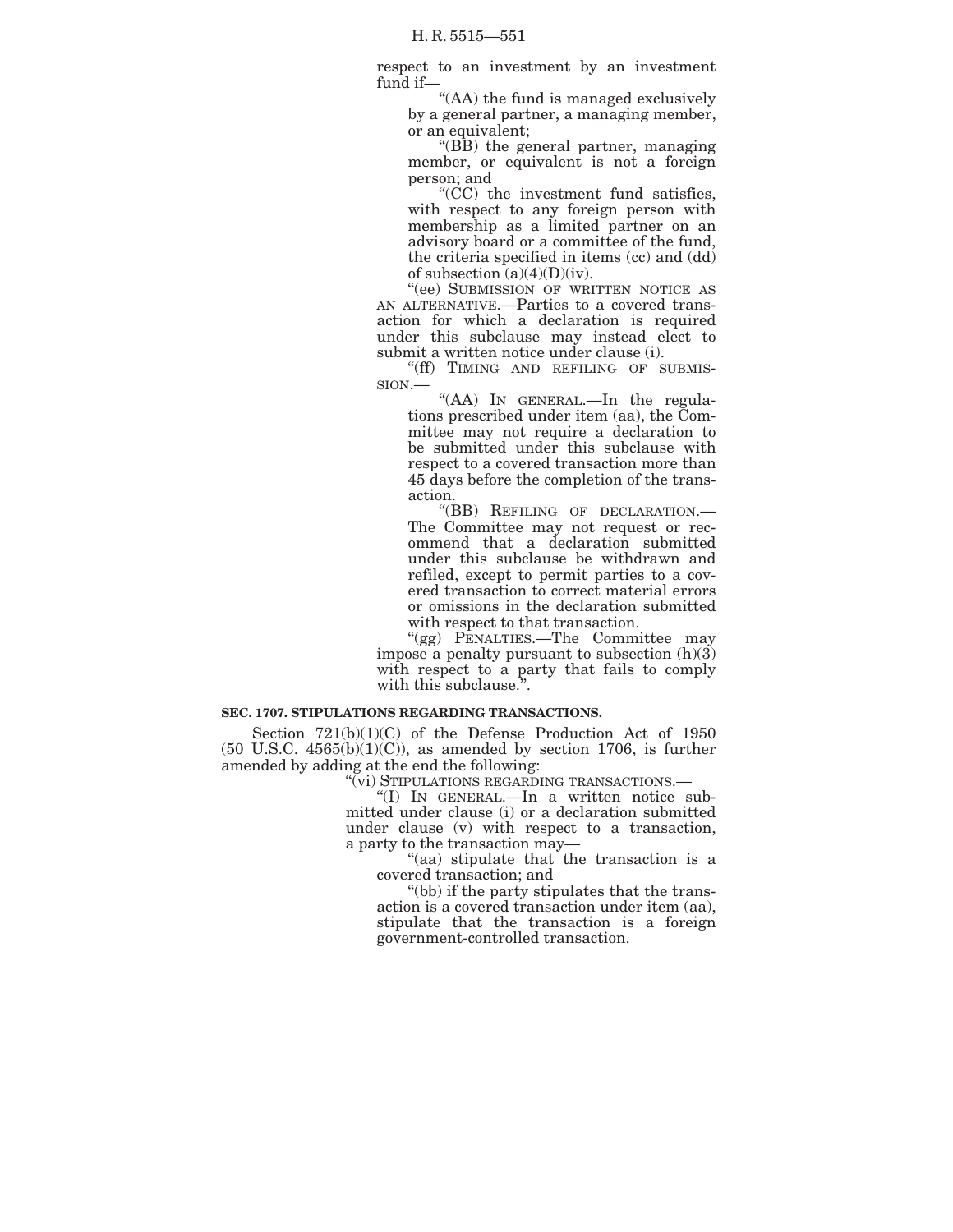respect to an investment by an investment fund if—

"(AA) the fund is managed exclusively by a general partner, a managing member, or an equivalent;

"(BB) the general partner, managing member, or equivalent is not a foreign person; and

"(CC) the investment fund satisfies, with respect to any foreign person with membership as a limited partner on an advisory board or a committee of the fund, the criteria specified in items (cc) and (dd) of subsection (a)(4)(D)(iv).

"(ee) SUBMISSION OF WRITTEN NOTICE AS AN ALTERNATIVE.—Parties to a covered transaction for which a declaration is required under this subclause may instead elect to submit a written notice under clause (i).

"(ff) TIMING AND REFILING OF SUBMISSION.—

"(AA) IN GENERAL.—In the regulations prescribed under item (aa), the Committee may not require a declaration to be submitted under this subclause with respect to a covered transaction more than 45 days before the completion of the transaction.

"(BB) REFILING OF DECLARATION.—The Committee may not request or recommend that a declaration submitted under this subclause be withdrawn and refiled, except to permit parties to a covered transaction to correct material errors or omissions in the declaration submitted with respect to that transaction.

"(gg) PENALTIES.—The Committee may impose a penalty pursuant to subsection (h)(3) with respect to a party that fails to comply with this subclause.".

**SEC. 1707. STIPULATIONS REGARDING TRANSACTIONS.**

Section 721(b)(1)(C) of the Defense Production Act of 1950 (50 U.S.C. 4565(b)(1)(C)), as amended by section 1706, is further amended by adding at the end the following:

"(vi) STIPULATIONS REGARDING TRANSACTIONS.—

"(I) IN GENERAL.—In a written notice submitted under clause (i) or a declaration submitted under clause (v) with respect to a transaction, a party to the transaction may—

"(aa) stipulate that the transaction is a covered transaction; and

"(bb) if the party stipulates that the transaction is a covered transaction under item (aa), stipulate that the transaction is a foreign government-controlled transaction.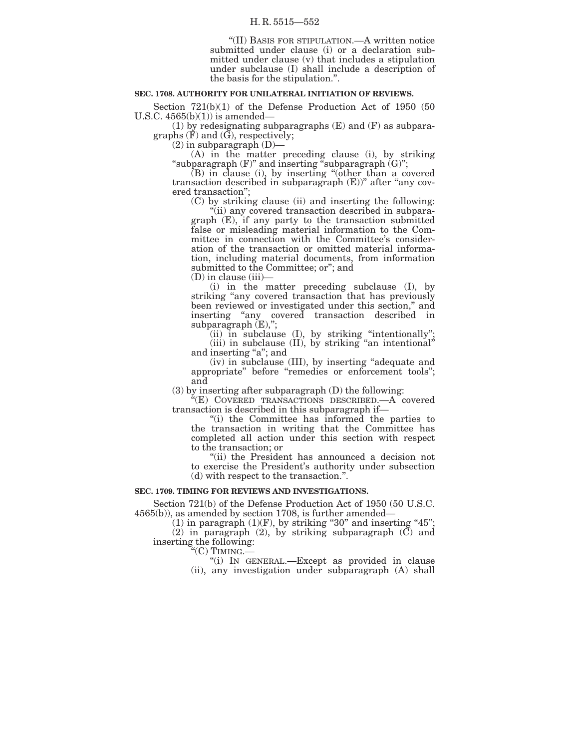"(II) BASIS FOR STIPULATION.—A written notice submitted under clause (i) or a declaration submitted under clause (v) that includes a stipulation under subclause (I) shall include a description of the basis for the stipulation.".

**SEC. 1708. AUTHORITY FOR UNILATERAL INITIATION OF REVIEWS.**

Section 721(b)(1) of the Defense Production Act of 1950 (50 U.S.C. 4565(b)(1)) is amended—

(1) by redesignating subparagraphs (E) and (F) as subparagraphs (F) and (G), respectively;

(2) in subparagraph (D)—

(A) in the matter preceding clause (i), by striking "subparagraph (F)" and inserting "subparagraph (G)";

(B) in clause (i), by inserting "(other than a covered transaction described in subparagraph (E))" after "any covered transaction";

(C) by striking clause (ii) and inserting the following:

"(ii) any covered transaction described in subparagraph (E), if any party to the transaction submitted false or misleading material information to the Committee in connection with the Committee's consideration of the transaction or omitted material information, including material documents, from information submitted to the Committee; or"; and

(D) in clause (iii)—

(i) in the matter preceding subclause (I), by striking "any covered transaction that has previously been reviewed or investigated under this section," and inserting "any covered transaction described in subparagraph (E),";

(ii) in subclause (I), by striking "intentionally";

(iii) in subclause (II), by striking "an intentional" and inserting "a"; and

(iv) in subclause (III), by inserting "adequate and appropriate" before "remedies or enforcement tools"; and

(3) by inserting after subparagraph (D) the following:

"(E) COVERED TRANSACTIONS DESCRIBED.—A covered transaction is described in this subparagraph if—

"(i) the Committee has informed the parties to the transaction in writing that the Committee has completed all action under this section with respect to the transaction; or

"(ii) the President has announced a decision not to exercise the President's authority under subsection (d) with respect to the transaction.".

**SEC. 1709. TIMING FOR REVIEWS AND INVESTIGATIONS.**

Section 721(b) of the Defense Production Act of 1950 (50 U.S.C. 4565(b)), as amended by section 1708, is further amended—

(1) in paragraph (1)(F), by striking "30" and inserting "45";

(2) in paragraph (2), by striking subparagraph (C) and inserting the following:

"(C) TIMING.—

"(i) IN GENERAL.—Except as provided in clause (ii), any investigation under subparagraph (A) shall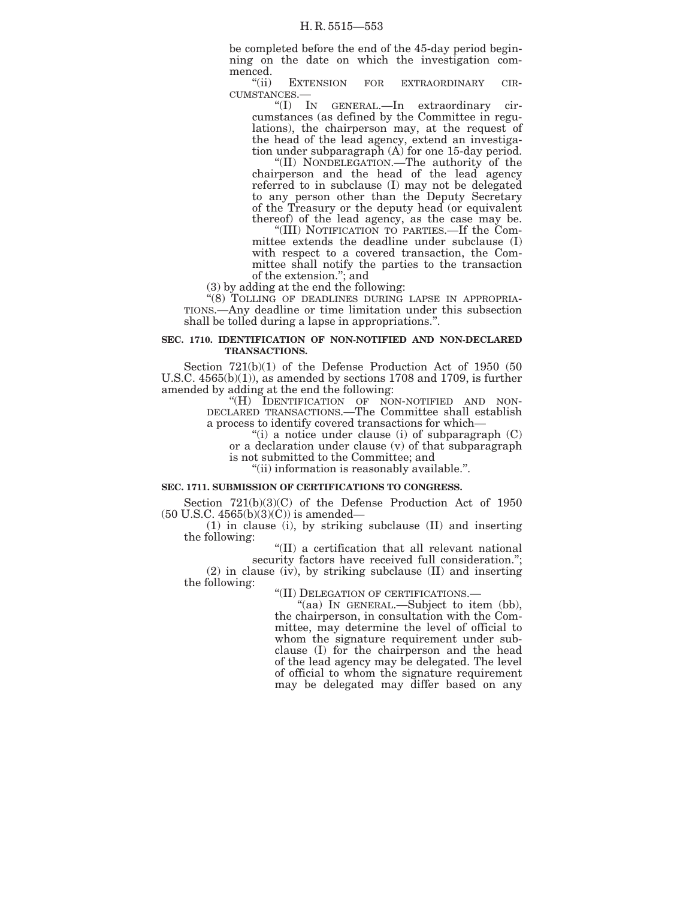be completed before the end of the 45-day period beginning on the date on which the investigation commenced.

"(ii) EXTENSION FOR EXTRAORDINARY CIRCUMSTANCES.—

"(I) IN GENERAL.—In extraordinary circumstances (as defined by the Committee in regulations), the chairperson may, at the request of the head of the lead agency, extend an investigation under subparagraph (A) for one 15-day period.

"(II) NONDELEGATION.—The authority of the chairperson and the head of the lead agency referred to in subclause (I) may not be delegated to any person other than the Deputy Secretary of the Treasury or the deputy head (or equivalent thereof) of the lead agency, as the case may be.

"(III) NOTIFICATION TO PARTIES.—If the Committee extends the deadline under subclause (I) with respect to a covered transaction, the Committee shall notify the parties to the transaction of the extension."; and

(3) by adding at the end the following:

"(8) TOLLING OF DEADLINES DURING LAPSE IN APPROPRIATIONS.—Any deadline or time limitation under this subsection shall be tolled during a lapse in appropriations.".

**SEC. 1710. IDENTIFICATION OF NON-NOTIFIED AND NON-DECLARED TRANSACTIONS.**

Section 721(b)(1) of the Defense Production Act of 1950 (50 U.S.C. 4565(b)(1)), as amended by sections 1708 and 1709, is further amended by adding at the end the following:

"(H) IDENTIFICATION OF NON-NOTIFIED AND NON-DECLARED TRANSACTIONS.—The Committee shall establish a process to identify covered transactions for which—

"(i) a notice under clause (i) of subparagraph (C) or a declaration under clause (v) of that subparagraph is not submitted to the Committee; and

"(ii) information is reasonably available.".

**SEC. 1711. SUBMISSION OF CERTIFICATIONS TO CONGRESS.**

Section 721(b)(3)(C) of the Defense Production Act of 1950 (50 U.S.C. 4565(b)(3)(C)) is amended—

(1) in clause (i), by striking subclause (II) and inserting the following:

"(II) a certification that all relevant national security factors have received full consideration.";

(2) in clause (iv), by striking subclause (II) and inserting the following:

"(II) DELEGATION OF CERTIFICATIONS.—

"(aa) IN GENERAL.—Subject to item (bb), the chairperson, in consultation with the Committee, may determine the level of official to whom the signature requirement under subclause (I) for the chairperson and the head of the lead agency may be delegated. The level of official to whom the signature requirement may be delegated may differ based on any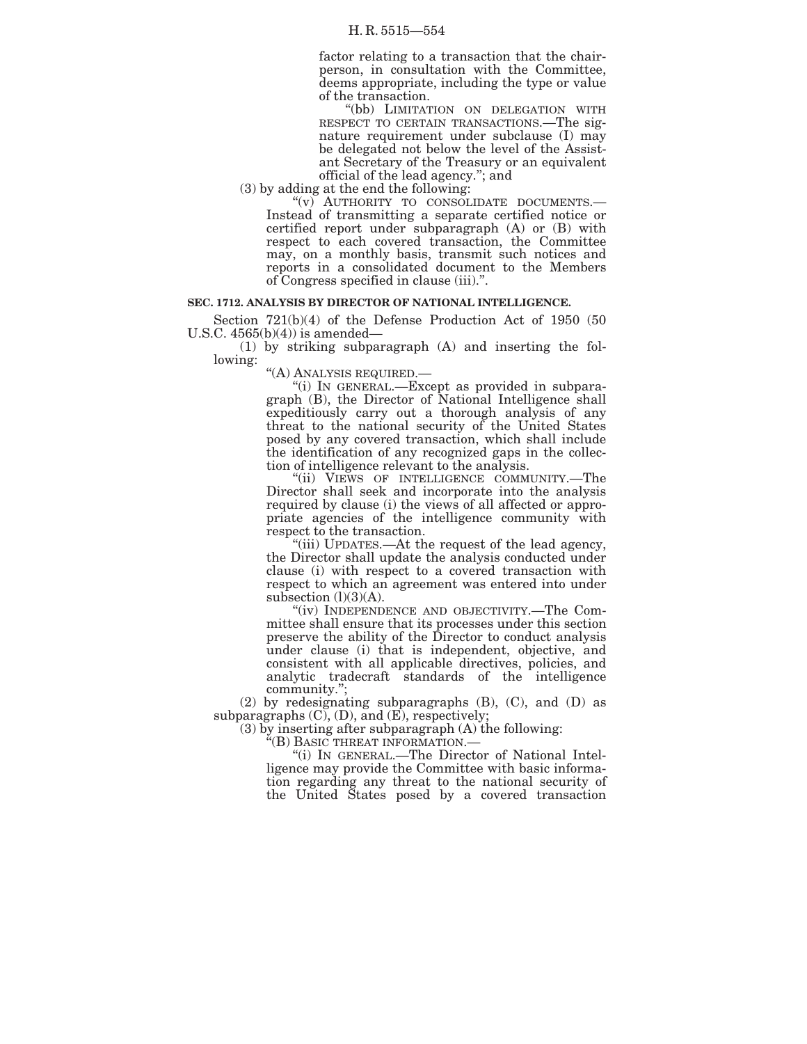factor relating to a transaction that the chairperson, in consultation with the Committee, deems appropriate, including the type or value of the transaction.

"(bb) LIMITATION ON DELEGATION WITH RESPECT TO CERTAIN TRANSACTIONS.—The signature requirement under subclause (I) may be delegated not below the level of the Assistant Secretary of the Treasury or an equivalent official of the lead agency."; and

(3) by adding at the end the following:

"(v) AUTHORITY TO CONSOLIDATE DOCUMENTS.—Instead of transmitting a separate certified notice or certified report under subparagraph (A) or (B) with respect to each covered transaction, the Committee may, on a monthly basis, transmit such notices and reports in a consolidated document to the Members of Congress specified in clause (iii).".

**SEC. 1712. ANALYSIS BY DIRECTOR OF NATIONAL INTELLIGENCE.**

Section 721(b)(4) of the Defense Production Act of 1950 (50 U.S.C. 4565(b)(4)) is amended—

(1) by striking subparagraph (A) and inserting the following:

"(A) ANALYSIS REQUIRED.—

"(i) IN GENERAL.—Except as provided in subparagraph (B), the Director of National Intelligence shall expeditiously carry out a thorough analysis of any threat to the national security of the United States posed by any covered transaction, which shall include the identification of any recognized gaps in the collection of intelligence relevant to the analysis.

"(ii) VIEWS OF INTELLIGENCE COMMUNITY.—The Director shall seek and incorporate into the analysis required by clause (i) the views of all affected or appropriate agencies of the intelligence community with respect to the transaction.

"(iii) UPDATES.—At the request of the lead agency, the Director shall update the analysis conducted under clause (i) with respect to a covered transaction with respect to which an agreement was entered into under subsection (l)(3)(A).

"(iv) INDEPENDENCE AND OBJECTIVITY.—The Committee shall ensure that its processes under this section preserve the ability of the Director to conduct analysis under clause (i) that is independent, objective, and consistent with all applicable directives, policies, and analytic tradecraft standards of the intelligence community.";

(2) by redesignating subparagraphs (B), (C), and (D) as subparagraphs (C), (D), and (E), respectively;

(3) by inserting after subparagraph (A) the following:

"(B) BASIC THREAT INFORMATION.—

"(i) IN GENERAL.—The Director of National Intelligence may provide the Committee with basic information regarding any threat to the national security of the United States posed by a covered transaction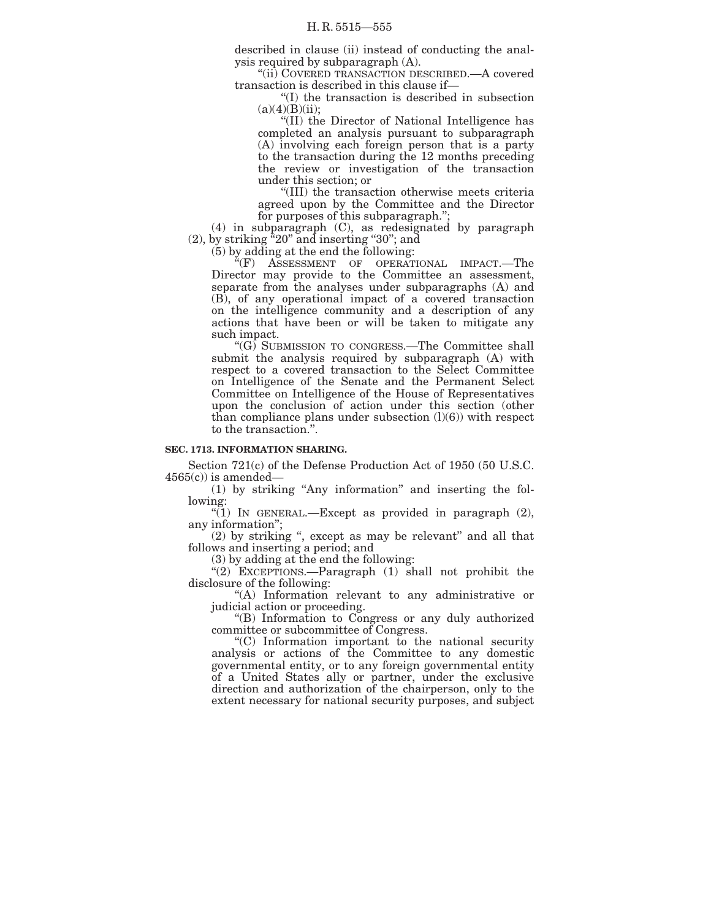described in clause (ii) instead of conducting the analysis required by subparagraph (A).

"(ii) COVERED TRANSACTION DESCRIBED.—A covered transaction is described in this clause if—

"(I) the transaction is described in subsection (a)(4)(B)(ii);

"(II) the Director of National Intelligence has completed an analysis pursuant to subparagraph (A) involving each foreign person that is a party to the transaction during the 12 months preceding the review or investigation of the transaction under this section; or

"(III) the transaction otherwise meets criteria agreed upon by the Committee and the Director for purposes of this subparagraph.";

(4) in subparagraph (C), as redesignated by paragraph (2), by striking "20" and inserting "30"; and

(5) by adding at the end the following:

"(F) ASSESSMENT OF OPERATIONAL IMPACT.—The Director may provide to the Committee an assessment, separate from the analyses under subparagraphs (A) and (B), of any operational impact of a covered transaction on the intelligence community and a description of any actions that have been or will be taken to mitigate any such impact.

"(G) SUBMISSION TO CONGRESS.—The Committee shall submit the analysis required by subparagraph (A) with respect to a covered transaction to the Select Committee on Intelligence of the Senate and the Permanent Select Committee on Intelligence of the House of Representatives upon the conclusion of action under this section (other than compliance plans under subsection (l)(6)) with respect to the transaction.".

**SEC. 1713. INFORMATION SHARING.**

Section 721(c) of the Defense Production Act of 1950 (50 U.S.C. 4565(c)) is amended—

(1) by striking "Any information" and inserting the following:

"(1) IN GENERAL.—Except as provided in paragraph (2), any information";

(2) by striking ", except as may be relevant" and all that follows and inserting a period; and

(3) by adding at the end the following:

"(2) EXCEPTIONS.—Paragraph (1) shall not prohibit the disclosure of the following:

"(A) Information relevant to any administrative or judicial action or proceeding.

"(B) Information to Congress or any duly authorized committee or subcommittee of Congress.

"(C) Information important to the national security analysis or actions of the Committee to any domestic governmental entity, or to any foreign governmental entity of a United States ally or partner, under the exclusive direction and authorization of the chairperson, only to the extent necessary for national security purposes, and subject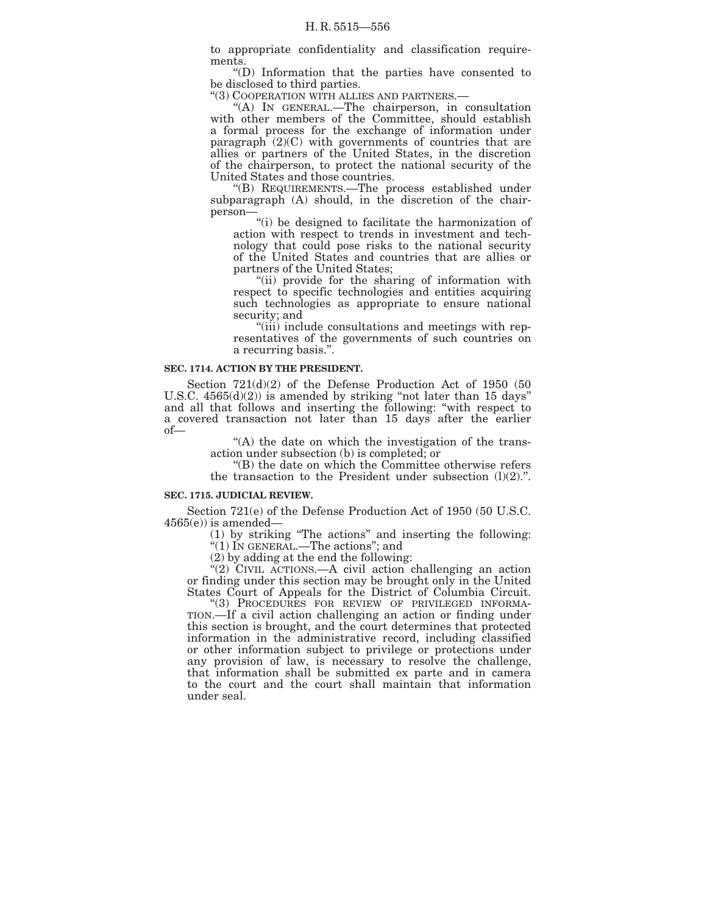to appropriate confidentiality and classification requirements.

"(D) Information that the parties have consented to be disclosed to third parties.

"(3) COOPERATION WITH ALLIES AND PARTNERS.—

"(A) IN GENERAL.—The chairperson, in consultation with other members of the Committee, should establish a formal process for the exchange of information under paragraph (2)(C) with governments of countries that are allies or partners of the United States, in the discretion of the chairperson, to protect the national security of the United States and those countries.

"(B) REQUIREMENTS.—The process established under subparagraph (A) should, in the discretion of the chairperson—

"(i) be designed to facilitate the harmonization of action with respect to trends in investment and technology that could pose risks to the national security of the United States and countries that are allies or partners of the United States;

"(ii) provide for the sharing of information with respect to specific technologies and entities acquiring such technologies as appropriate to ensure national security; and

"(iii) include consultations and meetings with representatives of the governments of such countries on a recurring basis.".

### SEC. 1714. ACTION BY THE PRESIDENT.

Section 721(d)(2) of the Defense Production Act of 1950 (50 U.S.C. 4565(d)(2)) is amended by striking "not later than 15 days" and all that follows and inserting the following: "with respect to a covered transaction not later than 15 days after the earlier of—

"(A) the date on which the investigation of the transaction under subsection (b) is completed; or

"(B) the date on which the Committee otherwise refers the transaction to the President under subsection (l)(2).".

### SEC. 1715. JUDICIAL REVIEW.

Section 721(e) of the Defense Production Act of 1950 (50 U.S.C. 4565(e)) is amended—

(1) by striking "The actions" and inserting the following: "(1) IN GENERAL.—The actions"; and

(2) by adding at the end the following:

"(2) CIVIL ACTIONS.—A civil action challenging an action or finding under this section may be brought only in the United States Court of Appeals for the District of Columbia Circuit.

"(3) PROCEDURES FOR REVIEW OF PRIVILEGED INFORMATION.—If a civil action challenging an action or finding under this section is brought, and the court determines that protected information in the administrative record, including classified or other information subject to privilege or protections under any provision of law, is necessary to resolve the challenge, that information shall be submitted ex parte and in camera to the court and the court shall maintain that information under seal.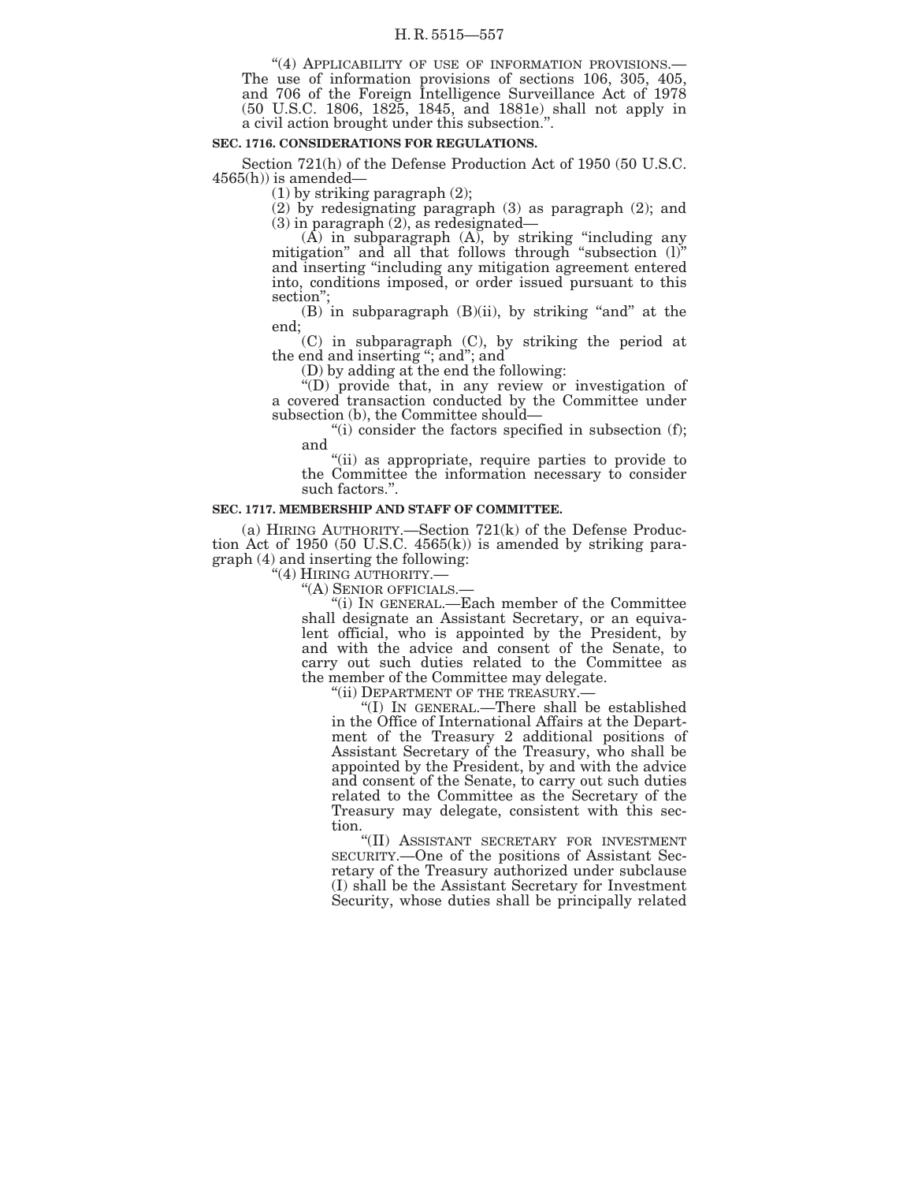"(4) APPLICABILITY OF USE OF INFORMATION PROVISIONS.—The use of information provisions of sections 106, 305, 405, and 706 of the Foreign Intelligence Surveillance Act of 1978 (50 U.S.C. 1806, 1825, 1845, and 1881e) shall not apply in a civil action brought under this subsection.".

**SEC. 1716. CONSIDERATIONS FOR REGULATIONS.**

Section 721(h) of the Defense Production Act of 1950 (50 U.S.C. 4565(h)) is amended—

(1) by striking paragraph (2);

(2) by redesignating paragraph (3) as paragraph (2); and

(3) in paragraph (2), as redesignated—

(A) in subparagraph (A), by striking "including any mitigation" and all that follows through "subsection (l)" and inserting "including any mitigation agreement entered into, conditions imposed, or order issued pursuant to this section";

(B) in subparagraph (B)(ii), by striking "and" at the end;

(C) in subparagraph (C), by striking the period at the end and inserting "; and"; and

(D) by adding at the end the following:

"(D) provide that, in any review or investigation of a covered transaction conducted by the Committee under subsection (b), the Committee should—

"(i) consider the factors specified in subsection (f); and

"(ii) as appropriate, require parties to provide to the Committee the information necessary to consider such factors.".

**SEC. 1717. MEMBERSHIP AND STAFF OF COMMITTEE.**

(a) HIRING AUTHORITY.—Section 721(k) of the Defense Production Act of 1950 (50 U.S.C. 4565(k)) is amended by striking paragraph (4) and inserting the following:

"(4) HIRING AUTHORITY.—

"(A) SENIOR OFFICIALS.—

"(i) IN GENERAL.—Each member of the Committee shall designate an Assistant Secretary, or an equivalent official, who is appointed by the President, by and with the advice and consent of the Senate, to carry out such duties related to the Committee as the member of the Committee may delegate.

"(ii) DEPARTMENT OF THE TREASURY.—

"(I) IN GENERAL.—There shall be established in the Office of International Affairs at the Department of the Treasury 2 additional positions of Assistant Secretary of the Treasury, who shall be appointed by the President, by and with the advice and consent of the Senate, to carry out such duties related to the Committee as the Secretary of the Treasury may delegate, consistent with this section.

"(II) ASSISTANT SECRETARY FOR INVESTMENT SECURITY.—One of the positions of Assistant Secretary of the Treasury authorized under subclause (I) shall be the Assistant Secretary for Investment Security, whose duties shall be principally related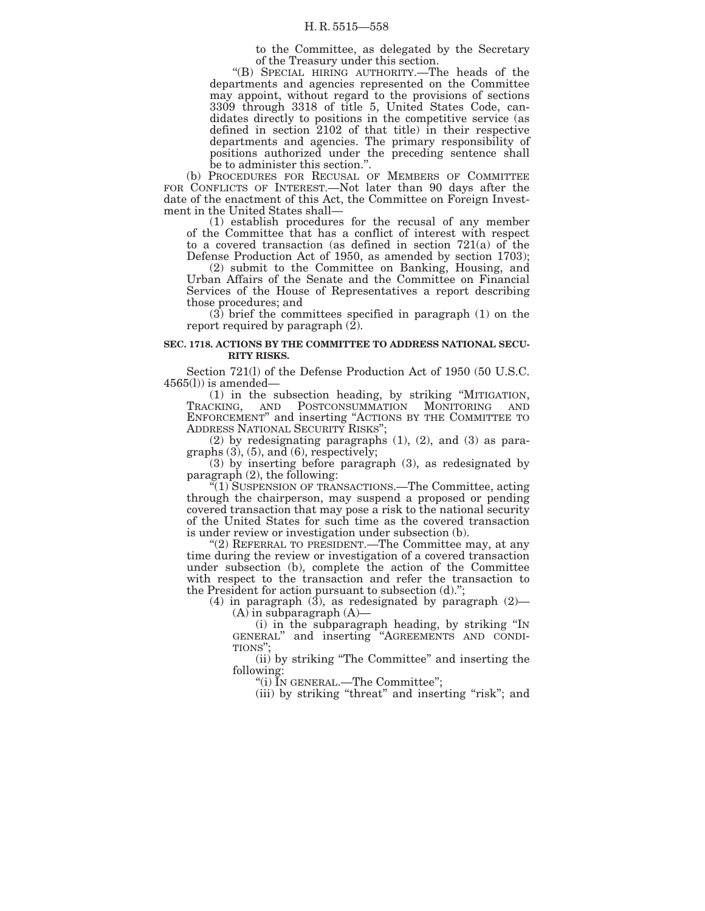to the Committee, as delegated by the Secretary of the Treasury under this section.

"(B) SPECIAL HIRING AUTHORITY.—The heads of the departments and agencies represented on the Committee may appoint, without regard to the provisions of sections 3309 through 3318 of title 5, United States Code, candidates directly to positions in the competitive service (as defined in section 2102 of that title) in their respective departments and agencies. The primary responsibility of positions authorized under the preceding sentence shall be to administer this section.".

(b) PROCEDURES FOR RECUSAL OF MEMBERS OF COMMITTEE FOR CONFLICTS OF INTEREST.—Not later than 90 days after the date of the enactment of this Act, the Committee on Foreign Investment in the United States shall—

(1) establish procedures for the recusal of any member of the Committee that has a conflict of interest with respect to a covered transaction (as defined in section 721(a) of the Defense Production Act of 1950, as amended by section 1703);

(2) submit to the Committee on Banking, Housing, and Urban Affairs of the Senate and the Committee on Financial Services of the House of Representatives a report describing those procedures; and

(3) brief the committees specified in paragraph (1) on the report required by paragraph (2).

**SEC. 1718. ACTIONS BY THE COMMITTEE TO ADDRESS NATIONAL SECURITY RISKS.**

Section 721(l) of the Defense Production Act of 1950 (50 U.S.C. 4565(l)) is amended—

(1) in the subsection heading, by striking "MITIGATION, TRACKING, AND POSTCONSUMMATION MONITORING AND ENFORCEMENT" and inserting "ACTIONS BY THE COMMITTEE TO ADDRESS NATIONAL SECURITY RISKS";

(2) by redesignating paragraphs (1), (2), and (3) as paragraphs (3), (5), and (6), respectively;

(3) by inserting before paragraph (3), as redesignated by paragraph (2), the following:

"(1) SUSPENSION OF TRANSACTIONS.—The Committee, acting through the chairperson, may suspend a proposed or pending covered transaction that may pose a risk to the national security of the United States for such time as the covered transaction is under review or investigation under subsection (b).

"(2) REFERRAL TO PRESIDENT.—The Committee may, at any time during the review or investigation of a covered transaction under subsection (b), complete the action of the Committee with respect to the transaction and refer the transaction to the President for action pursuant to subsection (d).";

(4) in paragraph (3), as redesignated by paragraph (2)—

(A) in subparagraph (A)—

(i) in the subparagraph heading, by striking "IN GENERAL" and inserting "AGREEMENTS AND CONDITIONS";

(ii) by striking "The Committee" and inserting the following:

"(i) IN GENERAL.—The Committee";

(iii) by striking "threat" and inserting "risk"; and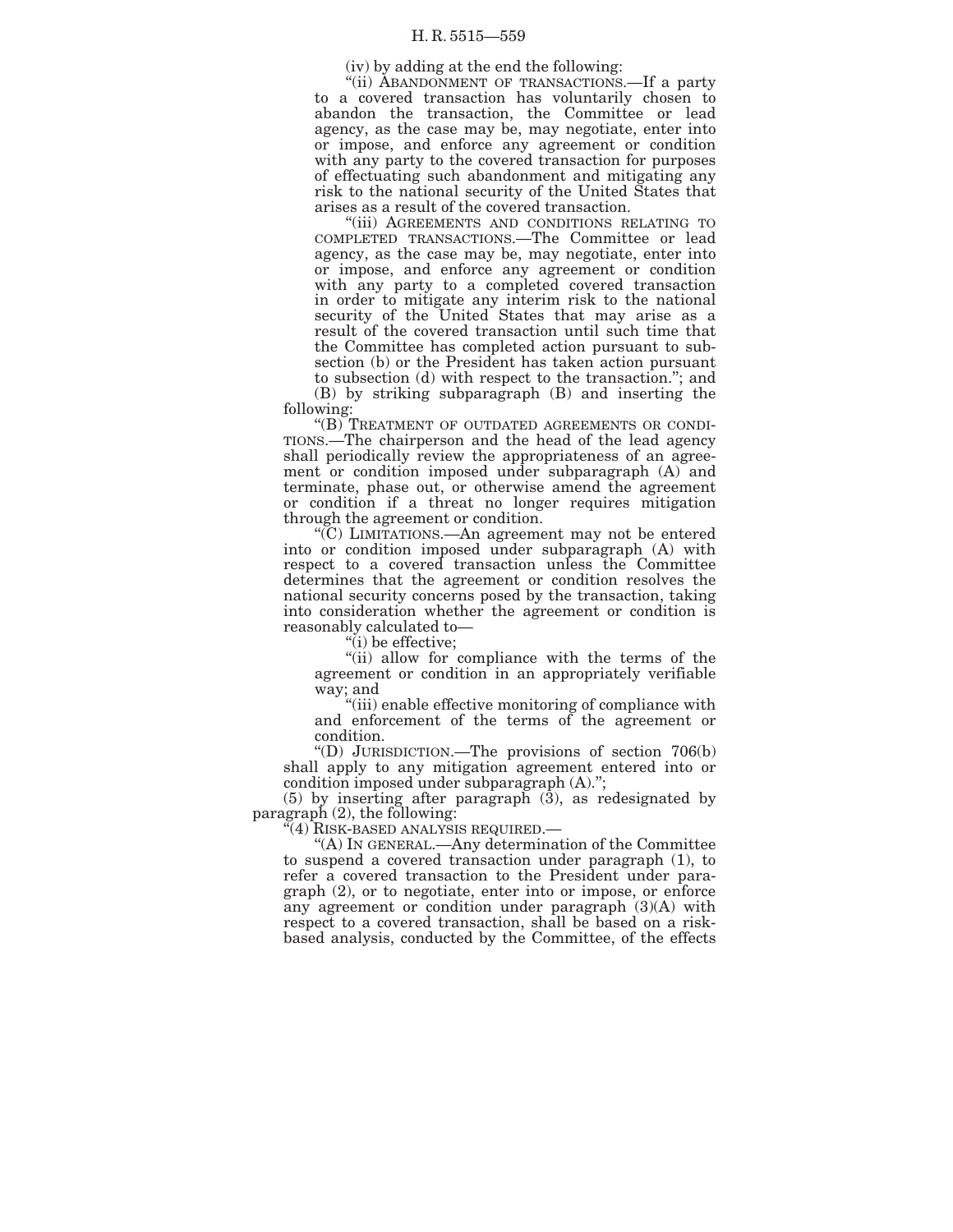(iv) by adding at the end the following:

"(ii) ABANDONMENT OF TRANSACTIONS.—If a party to a covered transaction has voluntarily chosen to abandon the transaction, the Committee or lead agency, as the case may be, may negotiate, enter into or impose, and enforce any agreement or condition with any party to the covered transaction for purposes of effectuating such abandonment and mitigating any risk to the national security of the United States that arises as a result of the covered transaction.

"(iii) AGREEMENTS AND CONDITIONS RELATING TO COMPLETED TRANSACTIONS.—The Committee or lead agency, as the case may be, may negotiate, enter into or impose, and enforce any agreement or condition with any party to a completed covered transaction in order to mitigate any interim risk to the national security of the United States that may arise as a result of the covered transaction until such time that the Committee has completed action pursuant to subsection (b) or the President has taken action pursuant to subsection (d) with respect to the transaction."; and

(B) by striking subparagraph (B) and inserting the following:

"(B) TREATMENT OF OUTDATED AGREEMENTS OR CONDITIONS.—The chairperson and the head of the lead agency shall periodically review the appropriateness of an agreement or condition imposed under subparagraph (A) and terminate, phase out, or otherwise amend the agreement or condition if a threat no longer requires mitigation through the agreement or condition.

"(C) LIMITATIONS.—An agreement may not be entered into or condition imposed under subparagraph (A) with respect to a covered transaction unless the Committee determines that the agreement or condition resolves the national security concerns posed by the transaction, taking into consideration whether the agreement or condition is reasonably calculated to—

"(i) be effective;

"(ii) allow for compliance with the terms of the agreement or condition in an appropriately verifiable way; and

"(iii) enable effective monitoring of compliance with and enforcement of the terms of the agreement or condition.

"(D) JURISDICTION.—The provisions of section 706(b) shall apply to any mitigation agreement entered into or condition imposed under subparagraph (A).";

(5) by inserting after paragraph (3), as redesignated by paragraph (2), the following:

"(4) RISK-BASED ANALYSIS REQUIRED.—

"(A) IN GENERAL.—Any determination of the Committee to suspend a covered transaction under paragraph (1), to refer a covered transaction to the President under paragraph (2), or to negotiate, enter into or impose, or enforce any agreement or condition under paragraph (3)(A) with respect to a covered transaction, shall be based on a risk-based analysis, conducted by the Committee, of the effects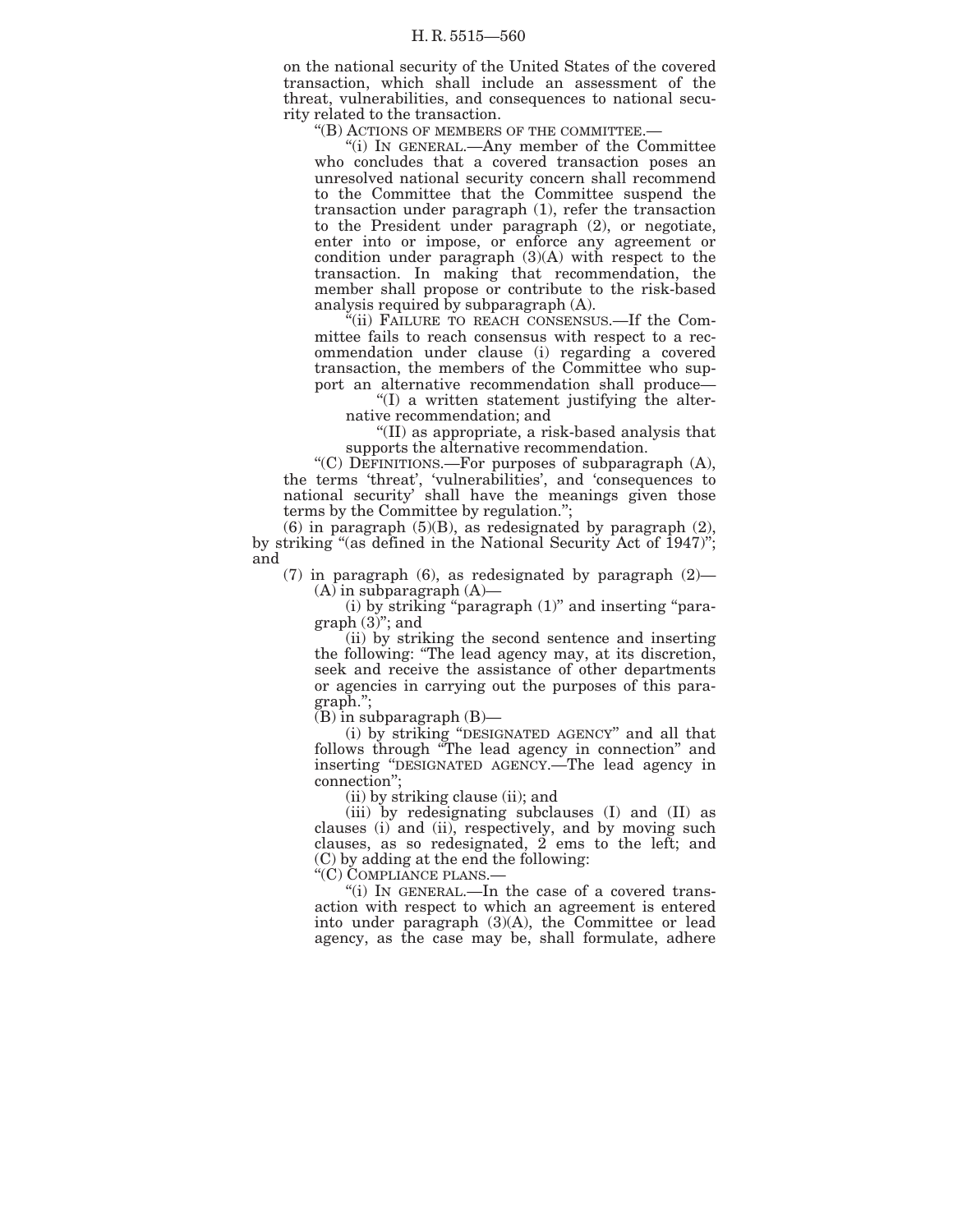on the national security of the United States of the covered transaction, which shall include an assessment of the threat, vulnerabilities, and consequences to national security related to the transaction.

"(B) ACTIONS OF MEMBERS OF THE COMMITTEE.—

"(i) IN GENERAL.—Any member of the Committee who concludes that a covered transaction poses an unresolved national security concern shall recommend to the Committee that the Committee suspend the transaction under paragraph (1), refer the transaction to the President under paragraph (2), or negotiate, enter into or impose, or enforce any agreement or condition under paragraph (3)(A) with respect to the transaction. In making that recommendation, the member shall propose or contribute to the risk-based analysis required by subparagraph (A).

"(ii) FAILURE TO REACH CONSENSUS.—If the Committee fails to reach consensus with respect to a recommendation under clause (i) regarding a covered transaction, the members of the Committee who support an alternative recommendation shall produce—

"(I) a written statement justifying the alternative recommendation; and

"(II) as appropriate, a risk-based analysis that supports the alternative recommendation.

"(C) DEFINITIONS.—For purposes of subparagraph (A), the terms 'threat', 'vulnerabilities', and 'consequences to national security' shall have the meanings given those terms by the Committee by regulation.";

(6) in paragraph (5)(B), as redesignated by paragraph (2), by striking "(as defined in the National Security Act of 1947)"; and

(7) in paragraph (6), as redesignated by paragraph (2)—

(A) in subparagraph (A)—

(i) by striking "paragraph (1)" and inserting "paragraph (3)"; and

(ii) by striking the second sentence and inserting the following: "The lead agency may, at its discretion, seek and receive the assistance of other departments or agencies in carrying out the purposes of this paragraph.";

(B) in subparagraph (B)—

(i) by striking "DESIGNATED AGENCY" and all that follows through "The lead agency in connection" and inserting "DESIGNATED AGENCY.—The lead agency in connection";

(ii) by striking clause (ii); and

(iii) by redesignating subclauses (I) and (II) as clauses (i) and (ii), respectively, and by moving such clauses, as so redesignated, 2 ems to the left; and

(C) by adding at the end the following:

"(C) COMPLIANCE PLANS.—

"(i) IN GENERAL.—In the case of a covered transaction with respect to which an agreement is entered into under paragraph (3)(A), the Committee or lead agency, as the case may be, shall formulate, adhere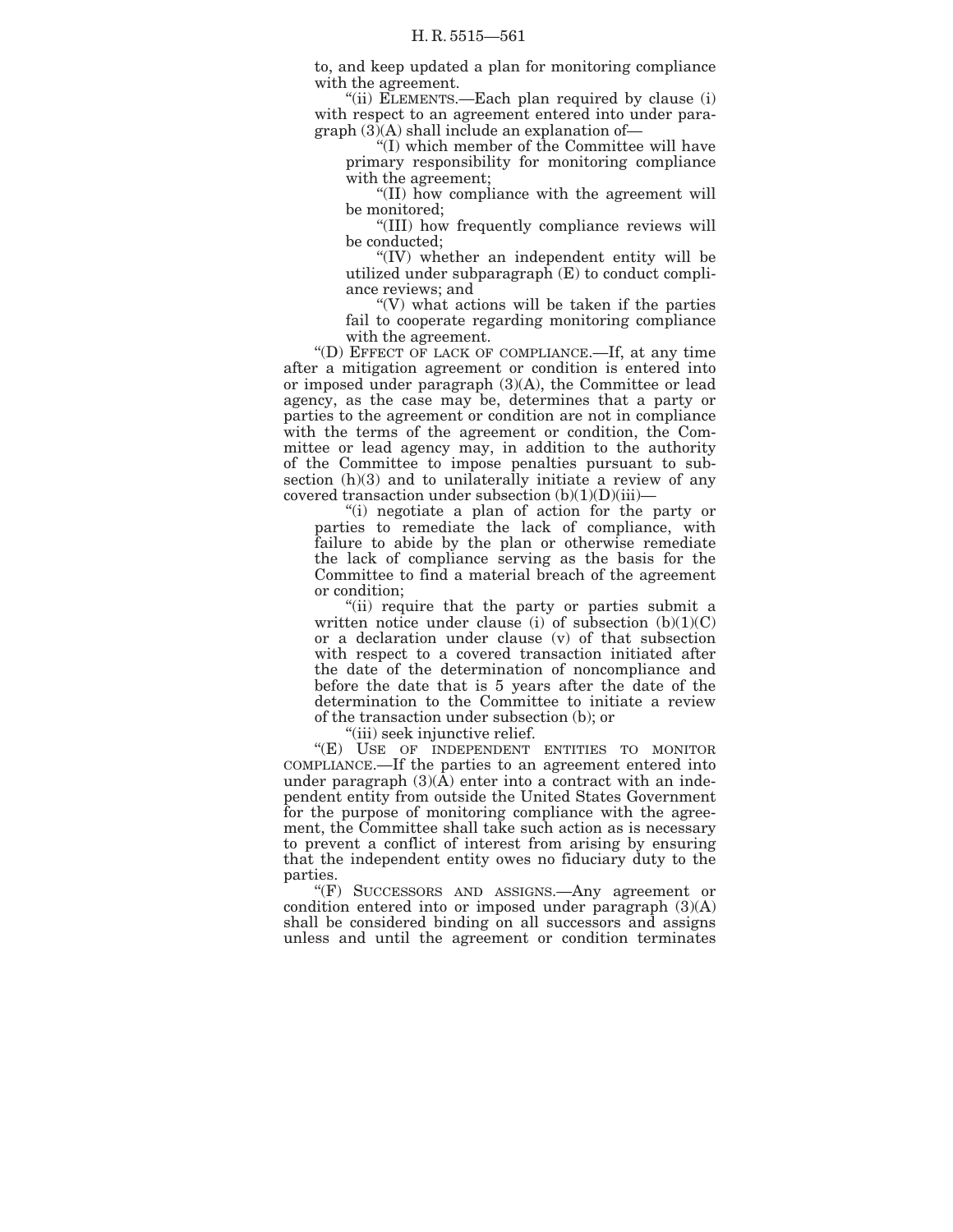to, and keep updated a plan for monitoring compliance with the agreement.

"(ii) ELEMENTS.—Each plan required by clause (i) with respect to an agreement entered into under paragraph (3)(A) shall include an explanation of—

"(I) which member of the Committee will have primary responsibility for monitoring compliance with the agreement;

"(II) how compliance with the agreement will be monitored;

"(III) how frequently compliance reviews will be conducted;

"(IV) whether an independent entity will be utilized under subparagraph (E) to conduct compliance reviews; and

"(V) what actions will be taken if the parties fail to cooperate regarding monitoring compliance with the agreement.

"(D) EFFECT OF LACK OF COMPLIANCE.—If, at any time after a mitigation agreement or condition is entered into or imposed under paragraph (3)(A), the Committee or lead agency, as the case may be, determines that a party or parties to the agreement or condition are not in compliance with the terms of the agreement or condition, the Committee or lead agency may, in addition to the authority of the Committee to impose penalties pursuant to subsection (h)(3) and to unilaterally initiate a review of any covered transaction under subsection (b)(1)(D)(iii)—

"(i) negotiate a plan of action for the party or parties to remediate the lack of compliance, with failure to abide by the plan or otherwise remediate the lack of compliance serving as the basis for the Committee to find a material breach of the agreement or condition;

"(ii) require that the party or parties submit a written notice under clause (i) of subsection (b)(1)(C) or a declaration under clause (v) of that subsection with respect to a covered transaction initiated after the date of the determination of noncompliance and before the date that is 5 years after the date of the determination to the Committee to initiate a review of the transaction under subsection (b); or

"(iii) seek injunctive relief.

"(E) USE OF INDEPENDENT ENTITIES TO MONITOR COMPLIANCE.—If the parties to an agreement entered into under paragraph (3)(A) enter into a contract with an independent entity from outside the United States Government for the purpose of monitoring compliance with the agreement, the Committee shall take such action as is necessary to prevent a conflict of interest from arising by ensuring that the independent entity owes no fiduciary duty to the parties.

"(F) SUCCESSORS AND ASSIGNS.—Any agreement or condition entered into or imposed under paragraph (3)(A) shall be considered binding on all successors and assigns unless and until the agreement or condition terminates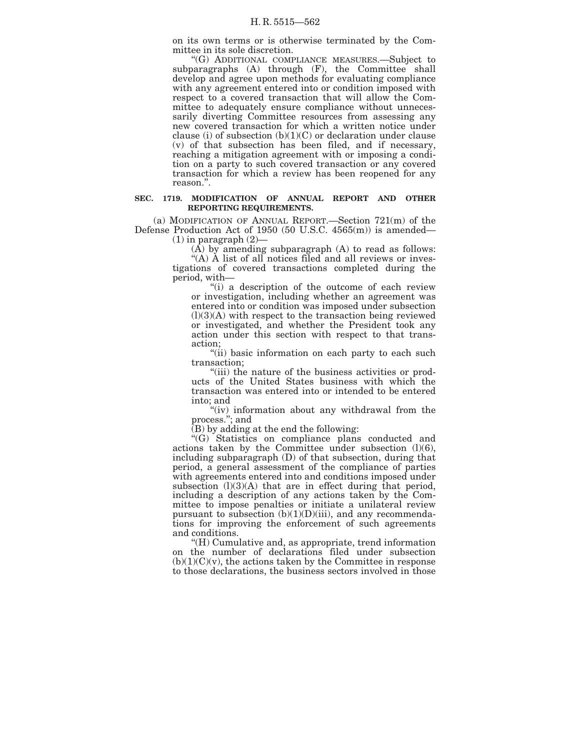on its own terms or is otherwise terminated by the Committee in its sole discretion.

"(G) ADDITIONAL COMPLIANCE MEASURES.—Subject to subparagraphs (A) through (F), the Committee shall develop and agree upon methods for evaluating compliance with any agreement entered into or condition imposed with respect to a covered transaction that will allow the Committee to adequately ensure compliance without unnecessarily diverting Committee resources from assessing any new covered transaction for which a written notice under clause (i) of subsection (b)(1)(C) or declaration under clause (v) of that subsection has been filed, and if necessary, reaching a mitigation agreement with or imposing a condition on a party to such covered transaction or any covered transaction for which a review has been reopened for any reason.".

**SEC. 1719. MODIFICATION OF ANNUAL REPORT AND OTHER REPORTING REQUIREMENTS.**

(a) MODIFICATION OF ANNUAL REPORT.—Section 721(m) of the Defense Production Act of 1950 (50 U.S.C. 4565(m)) is amended—

(1) in paragraph (2)—

(A) by amending subparagraph (A) to read as follows:

"(A) A list of all notices filed and all reviews or investigations of covered transactions completed during the period, with—

"(i) a description of the outcome of each review or investigation, including whether an agreement was entered into or condition was imposed under subsection (l)(3)(A) with respect to the transaction being reviewed or investigated, and whether the President took any action under this section with respect to that transaction;

"(ii) basic information on each party to each such transaction;

"(iii) the nature of the business activities or products of the United States business with which the transaction was entered into or intended to be entered into; and

"(iv) information about any withdrawal from the process."; and

(B) by adding at the end the following:

"(G) Statistics on compliance plans conducted and actions taken by the Committee under subsection (l)(6), including subparagraph (D) of that subsection, during that period, a general assessment of the compliance of parties with agreements entered into and conditions imposed under subsection (l)(3)(A) that are in effect during that period, including a description of any actions taken by the Committee to impose penalties or initiate a unilateral review pursuant to subsection (b)(1)(D)(iii), and any recommendations for improving the enforcement of such agreements and conditions.

"(H) Cumulative and, as appropriate, trend information on the number of declarations filed under subsection (b)(1)(C)(v), the actions taken by the Committee in response to those declarations, the business sectors involved in those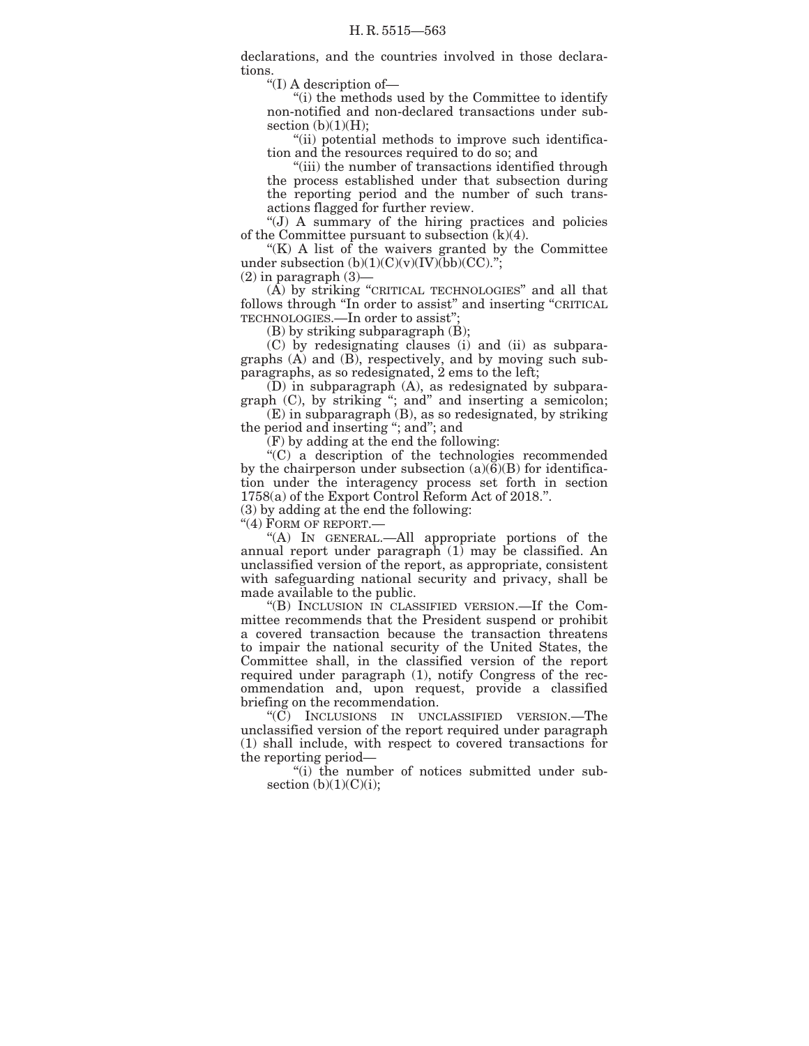declarations, and the countries involved in those declarations.

"(I) A description of—

"(i) the methods used by the Committee to identify non-notified and non-declared transactions under subsection (b)(1)(H);

"(ii) potential methods to improve such identification and the resources required to do so; and

"(iii) the number of transactions identified through the process established under that subsection during the reporting period and the number of such transactions flagged for further review.

"(J) A summary of the hiring practices and policies of the Committee pursuant to subsection (k)(4).

"(K) A list of the waivers granted by the Committee under subsection (b)(1)(C)(v)(IV)(bb)(CC).";

(2) in paragraph (3)—

(A) by striking "CRITICAL TECHNOLOGIES" and all that follows through "In order to assist" and inserting "CRITICAL TECHNOLOGIES.—In order to assist";

(B) by striking subparagraph (B);

(C) by redesignating clauses (i) and (ii) as subparagraphs (A) and (B), respectively, and by moving such subparagraphs, as so redesignated, 2 ems to the left;

(D) in subparagraph (A), as redesignated by subparagraph (C), by striking "; and" and inserting a semicolon;

(E) in subparagraph (B), as so redesignated, by striking the period and inserting "; and"; and

(F) by adding at the end the following:

"(C) a description of the technologies recommended by the chairperson under subsection (a)(6)(B) for identification under the interagency process set forth in section 1758(a) of the Export Control Reform Act of 2018.".

(3) by adding at the end the following:

"(4) FORM OF REPORT.—

"(A) IN GENERAL.—All appropriate portions of the annual report under paragraph (1) may be classified. An unclassified version of the report, as appropriate, consistent with safeguarding national security and privacy, shall be made available to the public.

"(B) INCLUSION IN CLASSIFIED VERSION.—If the Committee recommends that the President suspend or prohibit a covered transaction because the transaction threatens to impair the national security of the United States, the Committee shall, in the classified version of the report required under paragraph (1), notify Congress of the recommendation and, upon request, provide a classified briefing on the recommendation.

"(C) INCLUSIONS IN UNCLASSIFIED VERSION.—The unclassified version of the report required under paragraph (1) shall include, with respect to covered transactions for the reporting period—

"(i) the number of notices submitted under subsection (b)(1)(C)(i);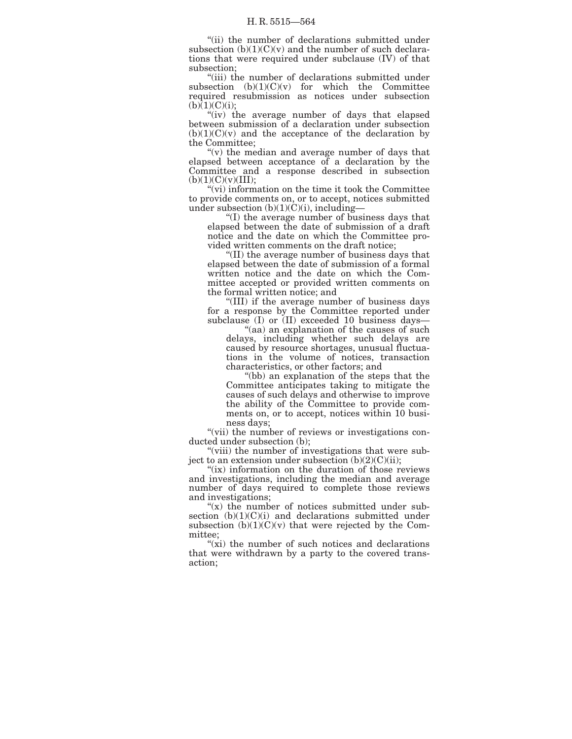"(ii) the number of declarations submitted under subsection (b)(1)(C)(v) and the number of such declarations that were required under subclause (IV) of that subsection;

"(iii) the number of declarations submitted under subsection (b)(1)(C)(v) for which the Committee required resubmission as notices under subsection (b)(1)(C)(i);

"(iv) the average number of days that elapsed between submission of a declaration under subsection (b)(1)(C)(v) and the acceptance of the declaration by the Committee;

"(v) the median and average number of days that elapsed between acceptance of a declaration by the Committee and a response described in subsection (b)(1)(C)(v)(III);

"(vi) information on the time it took the Committee to provide comments on, or to accept, notices submitted under subsection (b)(1)(C)(i), including—

"(I) the average number of business days that elapsed between the date of submission of a draft notice and the date on which the Committee provided written comments on the draft notice;

"(II) the average number of business days that elapsed between the date of submission of a formal written notice and the date on which the Committee accepted or provided written comments on the formal written notice; and

"(III) if the average number of business days for a response by the Committee reported under subclause (I) or (II) exceeded 10 business days—

"(aa) an explanation of the causes of such delays, including whether such delays are caused by resource shortages, unusual fluctuations in the volume of notices, transaction characteristics, or other factors; and

"(bb) an explanation of the steps that the Committee anticipates taking to mitigate the causes of such delays and otherwise to improve the ability of the Committee to provide comments on, or to accept, notices within 10 business days;

"(vii) the number of reviews or investigations conducted under subsection (b);

"(viii) the number of investigations that were subject to an extension under subsection (b)(2)(C)(ii);

"(ix) information on the duration of those reviews and investigations, including the median and average number of days required to complete those reviews and investigations;

"(x) the number of notices submitted under subsection (b)(1)(C)(i) and declarations submitted under subsection (b)(1)(C)(v) that were rejected by the Committee;

"(xi) the number of such notices and declarations that were withdrawn by a party to the covered transaction;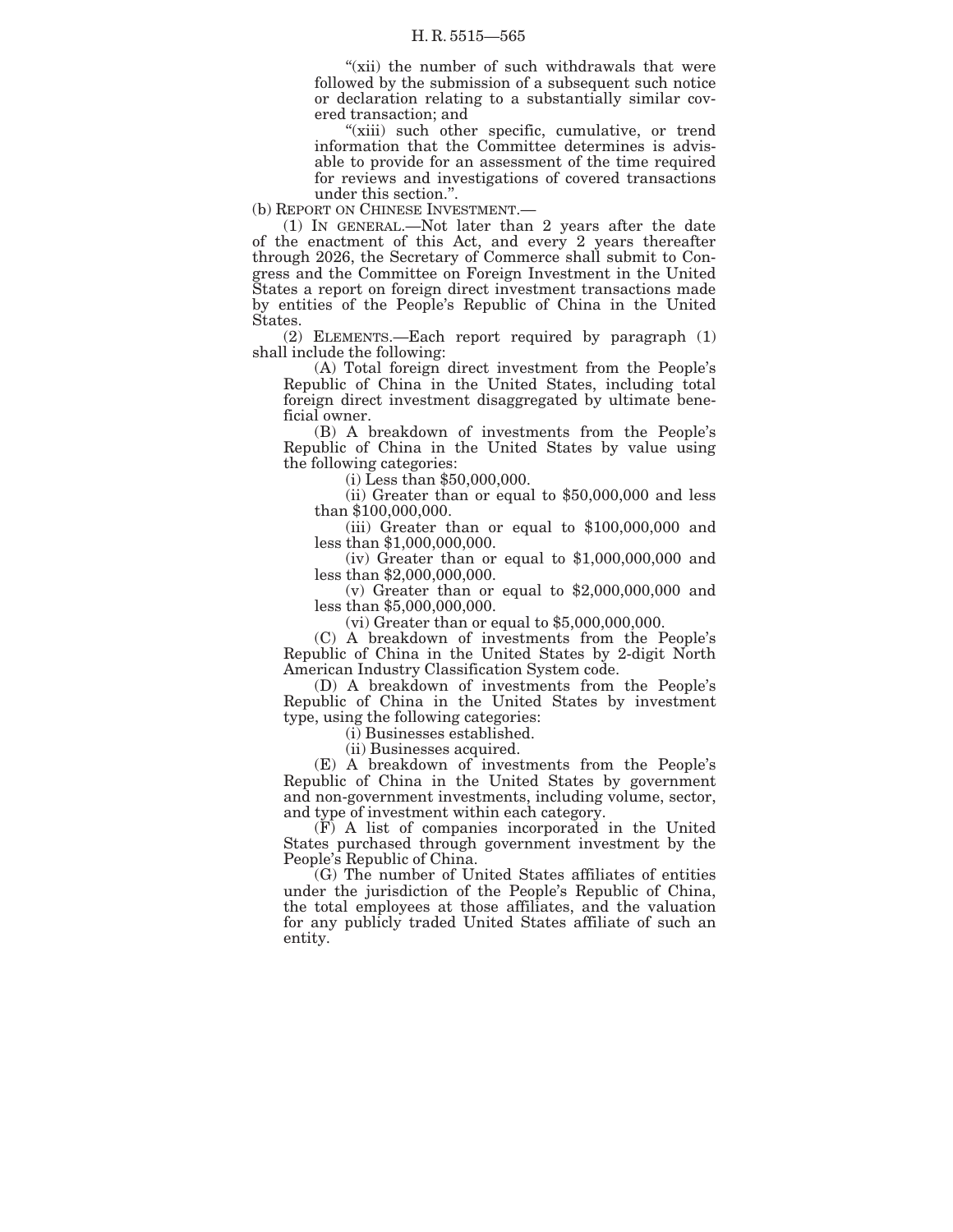"(xii) the number of such withdrawals that were followed by the submission of a subsequent such notice or declaration relating to a substantially similar covered transaction; and

"(xiii) such other specific, cumulative, or trend information that the Committee determines is advisable to provide for an assessment of the time required for reviews and investigations of covered transactions under this section.".

(b) REPORT ON CHINESE INVESTMENT.—

(1) IN GENERAL.—Not later than 2 years after the date of the enactment of this Act, and every 2 years thereafter through 2026, the Secretary of Commerce shall submit to Congress and the Committee on Foreign Investment in the United States a report on foreign direct investment transactions made by entities of the People's Republic of China in the United States.

(2) ELEMENTS.—Each report required by paragraph (1) shall include the following:

(A) Total foreign direct investment from the People's Republic of China in the United States, including total foreign direct investment disaggregated by ultimate beneficial owner.

(B) A breakdown of investments from the People's Republic of China in the United States by value using the following categories:

(i) Less than $50,000,000.

(ii) Greater than or equal to $50,000,000 and less than $100,000,000.

(iii) Greater than or equal to $100,000,000 and less than $1,000,000,000.

(iv) Greater than or equal to $1,000,000,000 and less than $2,000,000,000.

(v) Greater than or equal to $2,000,000,000 and less than $5,000,000,000.

(vi) Greater than or equal to $5,000,000,000.

(C) A breakdown of investments from the People's Republic of China in the United States by 2-digit North American Industry Classification System code.

(D) A breakdown of investments from the People's Republic of China in the United States by investment type, using the following categories:

(i) Businesses established.

(ii) Businesses acquired.

(E) A breakdown of investments from the People's Republic of China in the United States by government and non-government investments, including volume, sector, and type of investment within each category.

(F) A list of companies incorporated in the United States purchased through government investment by the People's Republic of China.

(G) The number of United States affiliates of entities under the jurisdiction of the People's Republic of China, the total employees at those affiliates, and the valuation for any publicly traded United States affiliate of such an entity.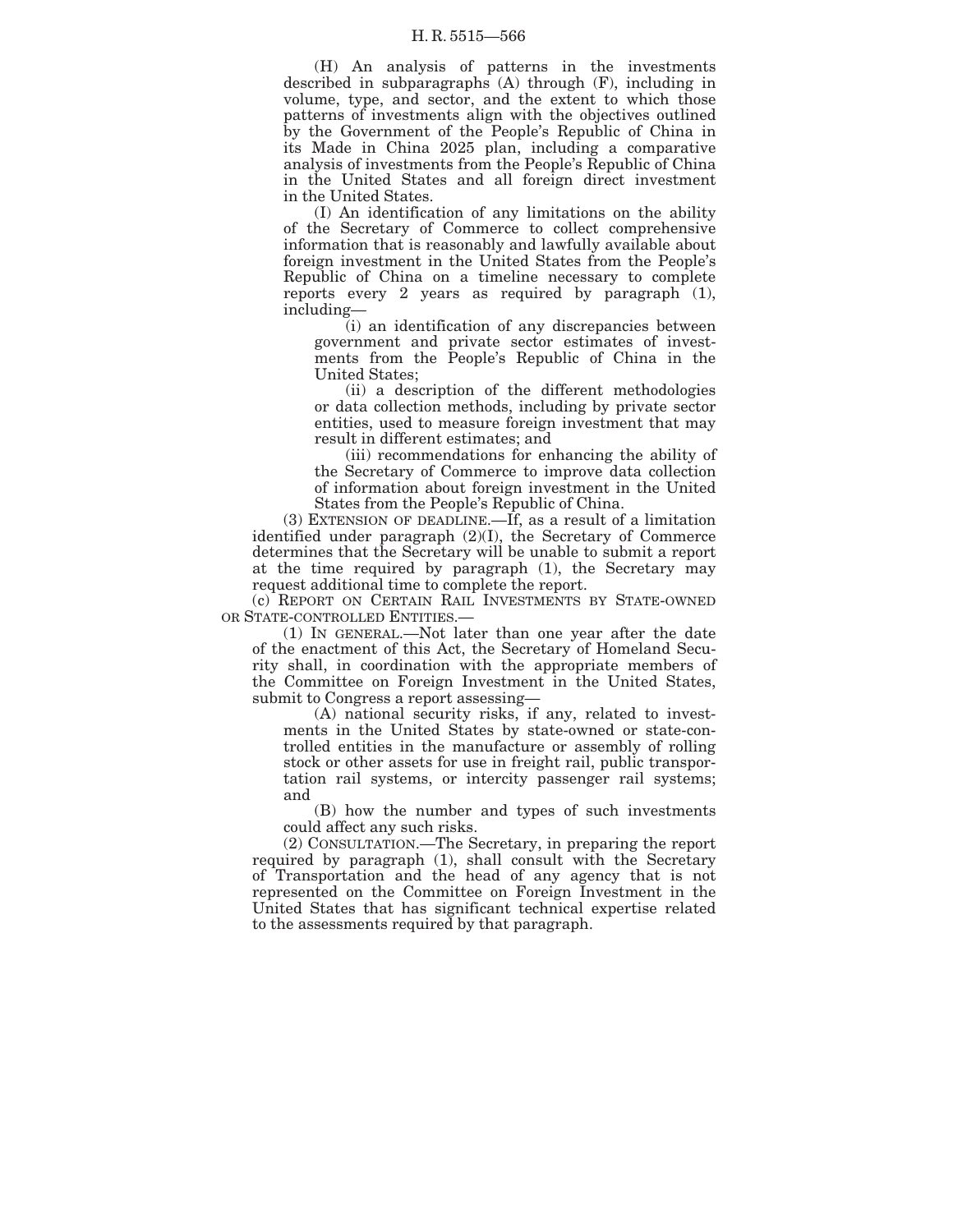(H) An analysis of patterns in the investments described in subparagraphs (A) through (F), including in volume, type, and sector, and the extent to which those patterns of investments align with the objectives outlined by the Government of the People's Republic of China in its Made in China 2025 plan, including a comparative analysis of investments from the People's Republic of China in the United States and all foreign direct investment in the United States.

(I) An identification of any limitations on the ability of the Secretary of Commerce to collect comprehensive information that is reasonably and lawfully available about foreign investment in the United States from the People's Republic of China on a timeline necessary to complete reports every 2 years as required by paragraph (1), including—

(i) an identification of any discrepancies between government and private sector estimates of investments from the People's Republic of China in the United States;

(ii) a description of the different methodologies or data collection methods, including by private sector entities, used to measure foreign investment that may result in different estimates; and

(iii) recommendations for enhancing the ability of the Secretary of Commerce to improve data collection of information about foreign investment in the United States from the People's Republic of China.

(3) EXTENSION OF DEADLINE.—If, as a result of a limitation identified under paragraph (2)(I), the Secretary of Commerce determines that the Secretary will be unable to submit a report at the time required by paragraph (1), the Secretary may request additional time to complete the report.

(c) REPORT ON CERTAIN RAIL INVESTMENTS BY STATE-OWNED OR STATE-CONTROLLED ENTITIES.—

(1) IN GENERAL.—Not later than one year after the date of the enactment of this Act, the Secretary of Homeland Security shall, in coordination with the appropriate members of the Committee on Foreign Investment in the United States, submit to Congress a report assessing—

(A) national security risks, if any, related to investments in the United States by state-owned or state-controlled entities in the manufacture or assembly of rolling stock or other assets for use in freight rail, public transportation rail systems, or intercity passenger rail systems; and

(B) how the number and types of such investments could affect any such risks.

(2) CONSULTATION.—The Secretary, in preparing the report required by paragraph (1), shall consult with the Secretary of Transportation and the head of any agency that is not represented on the Committee on Foreign Investment in the United States that has significant technical expertise related to the assessments required by that paragraph.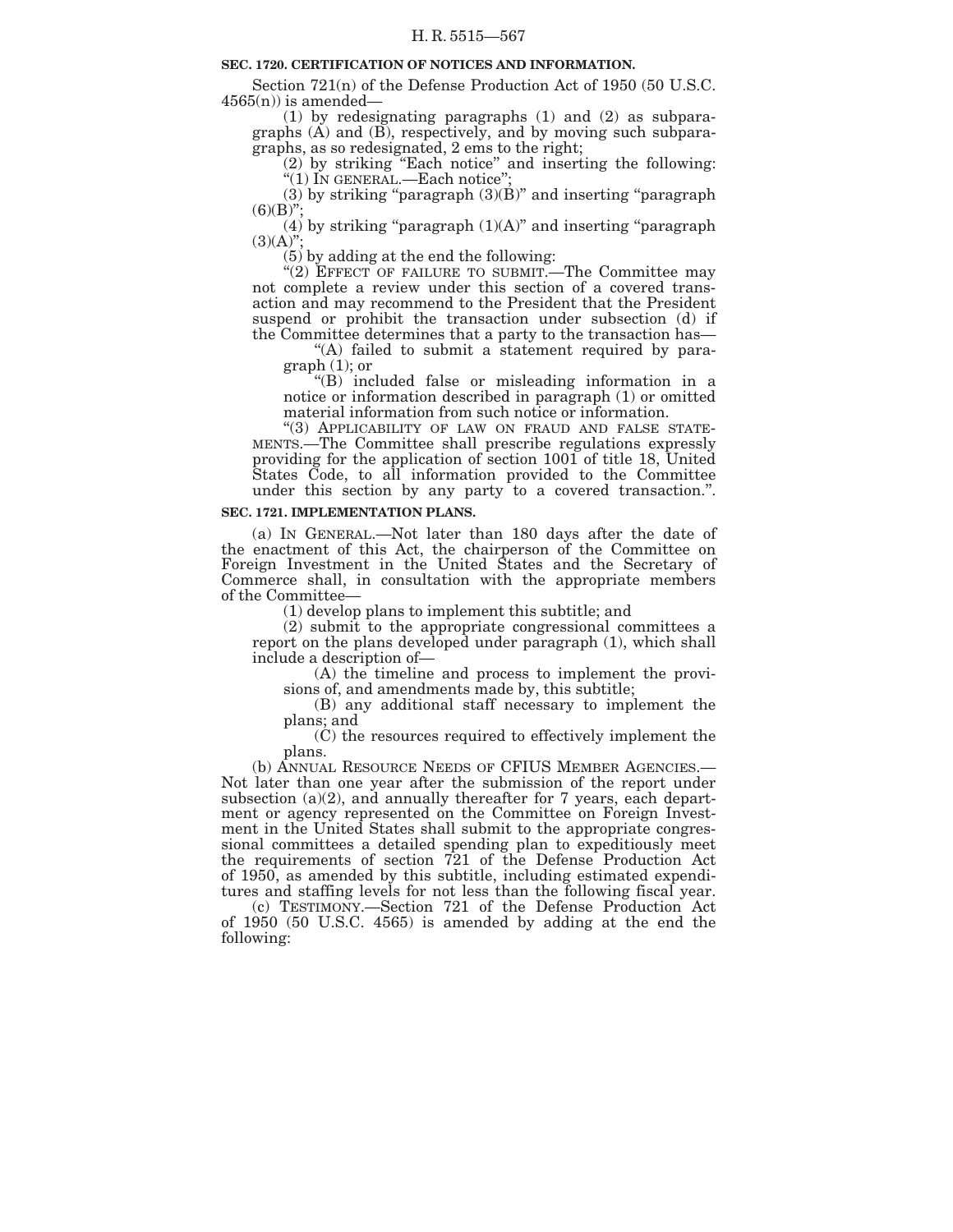**SEC. 1720. CERTIFICATION OF NOTICES AND INFORMATION.**

Section 721(n) of the Defense Production Act of 1950 (50 U.S.C. 4565(n)) is amended—

(1) by redesignating paragraphs (1) and (2) as subparagraphs (A) and (B), respectively, and by moving such subparagraphs, as so redesignated, 2 ems to the right;

(2) by striking "Each notice" and inserting the following: "(1) IN GENERAL.—Each notice";

(3) by striking "paragraph (3)(B)" and inserting "paragraph (6)(B)";

(4) by striking "paragraph (1)(A)" and inserting "paragraph (3)(A)";

(5) by adding at the end the following:

"(2) EFFECT OF FAILURE TO SUBMIT.—The Committee may not complete a review under this section of a covered transaction and may recommend to the President that the President suspend or prohibit the transaction under subsection (d) if the Committee determines that a party to the transaction has—

"(A) failed to submit a statement required by paragraph (1); or

"(B) included false or misleading information in a notice or information described in paragraph (1) or omitted material information from such notice or information.

"(3) APPLICABILITY OF LAW ON FRAUD AND FALSE STATEMENTS.—The Committee shall prescribe regulations expressly providing for the application of section 1001 of title 18, United States Code, to all information provided to the Committee under this section by any party to a covered transaction.".

**SEC. 1721. IMPLEMENTATION PLANS.**

(a) IN GENERAL.—Not later than 180 days after the date of the enactment of this Act, the chairperson of the Committee on Foreign Investment in the United States and the Secretary of Commerce shall, in consultation with the appropriate members of the Committee—

(1) develop plans to implement this subtitle; and

(2) submit to the appropriate congressional committees a report on the plans developed under paragraph (1), which shall include a description of—

(A) the timeline and process to implement the provisions of, and amendments made by, this subtitle;

(B) any additional staff necessary to implement the plans; and

(C) the resources required to effectively implement the plans.

(b) ANNUAL RESOURCE NEEDS OF CFIUS MEMBER AGENCIES.—Not later than one year after the submission of the report under subsection (a)(2), and annually thereafter for 7 years, each department or agency represented on the Committee on Foreign Investment in the United States shall submit to the appropriate congressional committees a detailed spending plan to expeditiously meet the requirements of section 721 of the Defense Production Act of 1950, as amended by this subtitle, including estimated expenditures and staffing levels for not less than the following fiscal year.

(c) TESTIMONY.—Section 721 of the Defense Production Act of 1950 (50 U.S.C. 4565) is amended by adding at the end the following: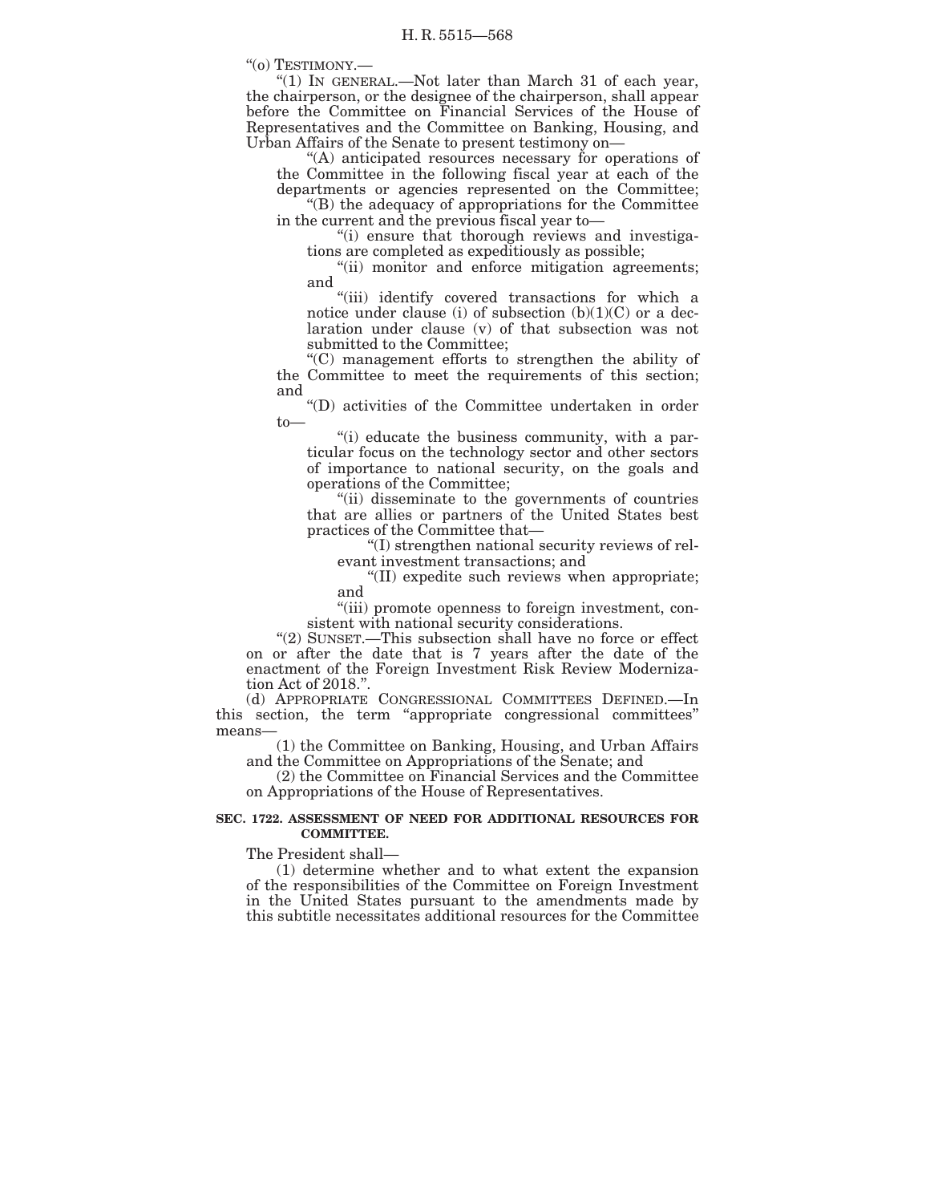“(o) TESTIMONY.—

“(1) IN GENERAL.—Not later than March 31 of each year, the chairperson, or the designee of the chairperson, shall appear before the Committee on Financial Services of the House of Representatives and the Committee on Banking, Housing, and Urban Affairs of the Senate to present testimony on—

“(A) anticipated resources necessary for operations of the Committee in the following fiscal year at each of the departments or agencies represented on the Committee;

“(B) the adequacy of appropriations for the Committee in the current and the previous fiscal year to—

“(i) ensure that thorough reviews and investigations are completed as expeditiously as possible;

“(ii) monitor and enforce mitigation agreements; and

“(iii) identify covered transactions for which a notice under clause (i) of subsection (b)(1)(C) or a declaration under clause (v) of that subsection was not submitted to the Committee;

“(C) management efforts to strengthen the ability of the Committee to meet the requirements of this section; and

“(D) activities of the Committee undertaken in order to—

“(i) educate the business community, with a particular focus on the technology sector and other sectors of importance to national security, on the goals and operations of the Committee;

“(ii) disseminate to the governments of countries that are allies or partners of the United States best practices of the Committee that—

“(I) strengthen national security reviews of relevant investment transactions; and

“(II) expedite such reviews when appropriate; and

“(iii) promote openness to foreign investment, consistent with national security considerations.

“(2) SUNSET.—This subsection shall have no force or effect on or after the date that is 7 years after the date of the enactment of the Foreign Investment Risk Review Modernization Act of 2018.”.

(d) APPROPRIATE CONGRESSIONAL COMMITTEES DEFINED.—In this section, the term “appropriate congressional committees” means—

(1) the Committee on Banking, Housing, and Urban Affairs and the Committee on Appropriations of the Senate; and

(2) the Committee on Financial Services and the Committee on Appropriations of the House of Representatives.

**SEC. 1722. ASSESSMENT OF NEED FOR ADDITIONAL RESOURCES FOR COMMITTEE.**

The President shall—

(1) determine whether and to what extent the expansion of the responsibilities of the Committee on Foreign Investment in the United States pursuant to the amendments made by this subtitle necessitates additional resources for the Committee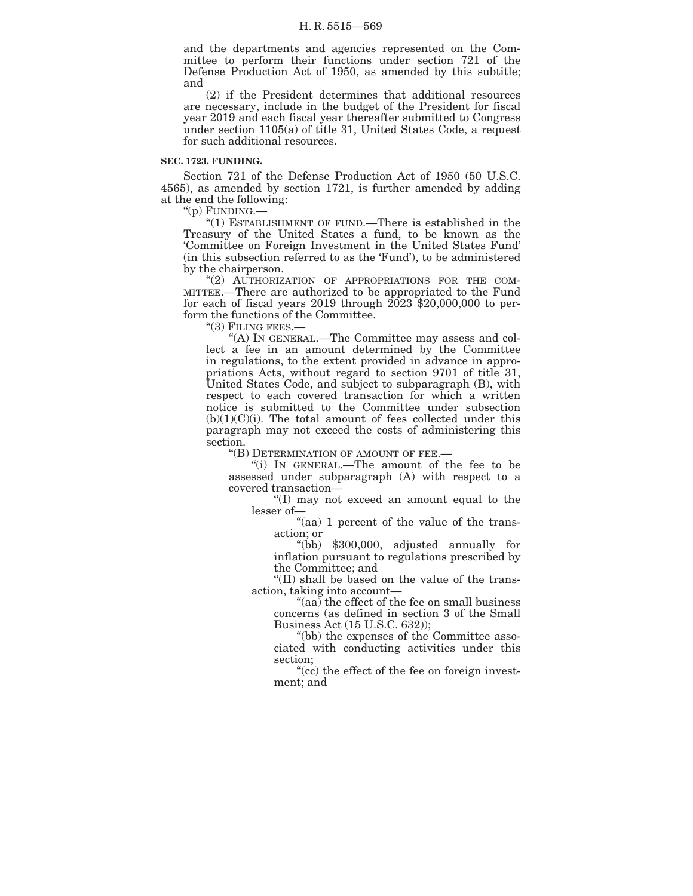and the departments and agencies represented on the Committee to perform their functions under section 721 of the Defense Production Act of 1950, as amended by this subtitle; and

(2) if the President determines that additional resources are necessary, include in the budget of the President for fiscal year 2019 and each fiscal year thereafter submitted to Congress under section 1105(a) of title 31, United States Code, a request for such additional resources.

**SEC. 1723. FUNDING.**

Section 721 of the Defense Production Act of 1950 (50 U.S.C. 4565), as amended by section 1721, is further amended by adding at the end the following:

"(p) FUNDING.—

"(1) ESTABLISHMENT OF FUND.—There is established in the Treasury of the United States a fund, to be known as the 'Committee on Foreign Investment in the United States Fund' (in this subsection referred to as the 'Fund'), to be administered by the chairperson.

"(2) AUTHORIZATION OF APPROPRIATIONS FOR THE COMMITTEE.—There are authorized to be appropriated to the Fund for each of fiscal years 2019 through 2023 $20,000,000 to perform the functions of the Committee.

"(3) FILING FEES.—

"(A) IN GENERAL.—The Committee may assess and collect a fee in an amount determined by the Committee in regulations, to the extent provided in advance in appropriations Acts, without regard to section 9701 of title 31, United States Code, and subject to subparagraph (B), with respect to each covered transaction for which a written notice is submitted to the Committee under subsection (b)(1)(C)(i). The total amount of fees collected under this paragraph may not exceed the costs of administering this section.

"(B) DETERMINATION OF AMOUNT OF FEE.—

"(i) IN GENERAL.—The amount of the fee to be assessed under subparagraph (A) with respect to a covered transaction—

"(I) may not exceed an amount equal to the lesser of—

"(aa) 1 percent of the value of the transaction; or

"(bb) $300,000, adjusted annually for inflation pursuant to regulations prescribed by the Committee; and

"(II) shall be based on the value of the transaction, taking into account—

"(aa) the effect of the fee on small business concerns (as defined in section 3 of the Small Business Act (15 U.S.C. 632));

"(bb) the expenses of the Committee associated with conducting activities under this section;

"(cc) the effect of the fee on foreign investment; and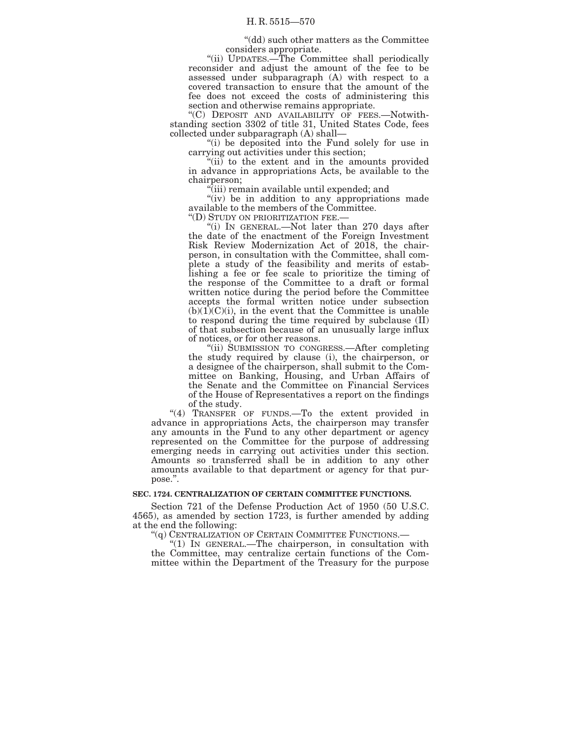"(dd) such other matters as the Committee considers appropriate.

"(ii) UPDATES.—The Committee shall periodically reconsider and adjust the amount of the fee to be assessed under subparagraph (A) with respect to a covered transaction to ensure that the amount of the fee does not exceed the costs of administering this section and otherwise remains appropriate.

"(C) DEPOSIT AND AVAILABILITY OF FEES.—Notwithstanding section 3302 of title 31, United States Code, fees collected under subparagraph (A) shall—

"(i) be deposited into the Fund solely for use in carrying out activities under this section;

"(ii) to the extent and in the amounts provided in advance in appropriations Acts, be available to the chairperson;

"(iii) remain available until expended; and

"(iv) be in addition to any appropriations made available to the members of the Committee.

"(D) STUDY ON PRIORITIZATION FEE.—

"(i) IN GENERAL.—Not later than 270 days after the date of the enactment of the Foreign Investment Risk Review Modernization Act of 2018, the chairperson, in consultation with the Committee, shall complete a study of the feasibility and merits of establishing a fee or fee scale to prioritize the timing of the response of the Committee to a draft or formal written notice during the period before the Committee accepts the formal written notice under subsection (b)(1)(C)(i), in the event that the Committee is unable to respond during the time required by subclause (II) of that subsection because of an unusually large influx of notices, or for other reasons.

"(ii) SUBMISSION TO CONGRESS.—After completing the study required by clause (i), the chairperson, or a designee of the chairperson, shall submit to the Committee on Banking, Housing, and Urban Affairs of the Senate and the Committee on Financial Services of the House of Representatives a report on the findings of the study.

"(4) TRANSFER OF FUNDS.—To the extent provided in advance in appropriations Acts, the chairperson may transfer any amounts in the Fund to any other department or agency represented on the Committee for the purpose of addressing emerging needs in carrying out activities under this section. Amounts so transferred shall be in addition to any other amounts available to that department or agency for that purpose.".

**SEC. 1724. CENTRALIZATION OF CERTAIN COMMITTEE FUNCTIONS.**

Section 721 of the Defense Production Act of 1950 (50 U.S.C. 4565), as amended by section 1723, is further amended by adding at the end the following:

"(q) CENTRALIZATION OF CERTAIN COMMITTEE FUNCTIONS.—

"(1) IN GENERAL.—The chairperson, in consultation with the Committee, may centralize certain functions of the Committee within the Department of the Treasury for the purpose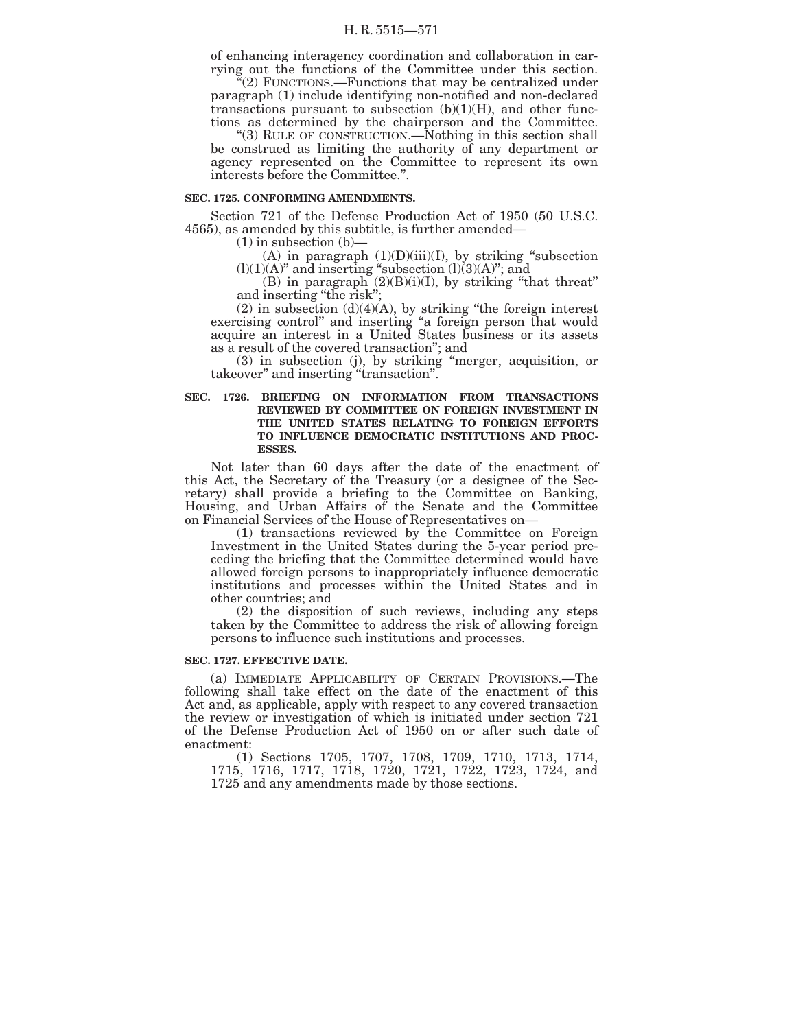of enhancing interagency coordination and collaboration in carrying out the functions of the Committee under this section.

"(2) FUNCTIONS.—Functions that may be centralized under paragraph (1) include identifying non-notified and non-declared transactions pursuant to subsection (b)(1)(H), and other functions as determined by the chairperson and the Committee.

"(3) RULE OF CONSTRUCTION.—Nothing in this section shall be construed as limiting the authority of any department or agency represented on the Committee to represent its own interests before the Committee.".

**SEC. 1725. CONFORMING AMENDMENTS.**

Section 721 of the Defense Production Act of 1950 (50 U.S.C. 4565), as amended by this subtitle, is further amended—

(1) in subsection (b)—

(A) in paragraph (1)(D)(iii)(I), by striking "subsection (l)(1)(A)" and inserting "subsection (l)(3)(A)"; and

(B) in paragraph (2)(B)(i)(I), by striking "that threat" and inserting "the risk";

(2) in subsection (d)(4)(A), by striking "the foreign interest exercising control" and inserting "a foreign person that would acquire an interest in a United States business or its assets as a result of the covered transaction"; and

(3) in subsection (j), by striking "merger, acquisition, or takeover" and inserting "transaction".

**SEC. 1726. BRIEFING ON INFORMATION FROM TRANSACTIONS REVIEWED BY COMMITTEE ON FOREIGN INVESTMENT IN THE UNITED STATES RELATING TO FOREIGN EFFORTS TO INFLUENCE DEMOCRATIC INSTITUTIONS AND PROCESSES.**

Not later than 60 days after the date of the enactment of this Act, the Secretary of the Treasury (or a designee of the Secretary) shall provide a briefing to the Committee on Banking, Housing, and Urban Affairs of the Senate and the Committee on Financial Services of the House of Representatives on—

(1) transactions reviewed by the Committee on Foreign Investment in the United States during the 5-year period preceding the briefing that the Committee determined would have allowed foreign persons to inappropriately influence democratic institutions and processes within the United States and in other countries; and

(2) the disposition of such reviews, including any steps taken by the Committee to address the risk of allowing foreign persons to influence such institutions and processes.

**SEC. 1727. EFFECTIVE DATE.**

(a) IMMEDIATE APPLICABILITY OF CERTAIN PROVISIONS.—The following shall take effect on the date of the enactment of this Act and, as applicable, apply with respect to any covered transaction the review or investigation of which is initiated under section 721 of the Defense Production Act of 1950 on or after such date of enactment:

(1) Sections 1705, 1707, 1708, 1709, 1710, 1713, 1714, 1715, 1716, 1717, 1718, 1720, 1721, 1722, 1723, 1724, and 1725 and any amendments made by those sections.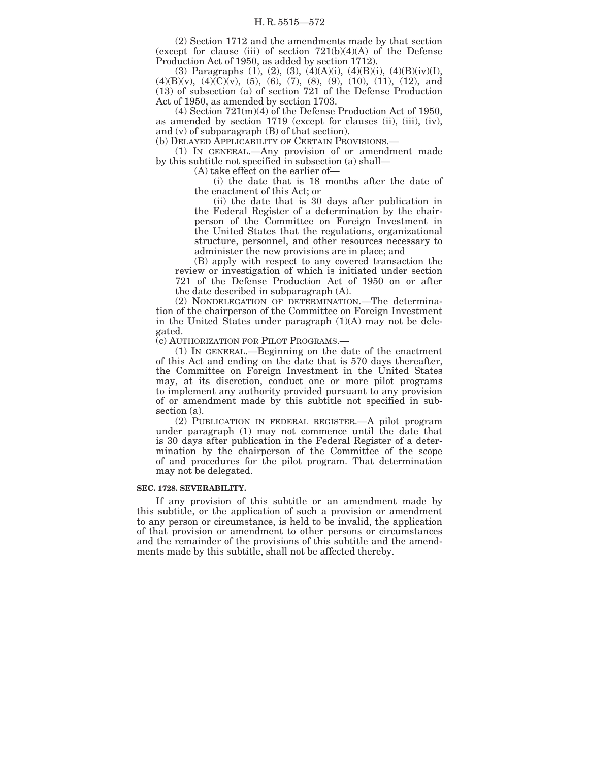(2) Section 1712 and the amendments made by that section (except for clause (iii) of section 721(b)(4)(A) of the Defense Production Act of 1950, as added by section 1712).

(3) Paragraphs (1), (2), (3), (4)(A)(i), (4)(B)(i), (4)(B)(iv)(I), (4)(B)(v), (4)(C)(v), (5), (6), (7), (8), (9), (10), (11), (12), and (13) of subsection (a) of section 721 of the Defense Production Act of 1950, as amended by section 1703.

(4) Section 721(m)(4) of the Defense Production Act of 1950, as amended by section 1719 (except for clauses (ii), (iii), (iv), and (v) of subparagraph (B) of that section).

(b) DELAYED APPLICABILITY OF CERTAIN PROVISIONS.—

(1) IN GENERAL.—Any provision of or amendment made by this subtitle not specified in subsection (a) shall—

(A) take effect on the earlier of—

(i) the date that is 18 months after the date of the enactment of this Act; or

(ii) the date that is 30 days after publication in the Federal Register of a determination by the chairperson of the Committee on Foreign Investment in the United States that the regulations, organizational structure, personnel, and other resources necessary to administer the new provisions are in place; and

(B) apply with respect to any covered transaction the review or investigation of which is initiated under section 721 of the Defense Production Act of 1950 on or after the date described in subparagraph (A).

(2) NONDELEGATION OF DETERMINATION.—The determination of the chairperson of the Committee on Foreign Investment in the United States under paragraph (1)(A) may not be delegated.

(c) AUTHORIZATION FOR PILOT PROGRAMS.—

(1) IN GENERAL.—Beginning on the date of the enactment of this Act and ending on the date that is 570 days thereafter, the Committee on Foreign Investment in the United States may, at its discretion, conduct one or more pilot programs to implement any authority provided pursuant to any provision of or amendment made by this subtitle not specified in subsection (a).

(2) PUBLICATION IN FEDERAL REGISTER.—A pilot program under paragraph (1) may not commence until the date that is 30 days after publication in the Federal Register of a determination by the chairperson of the Committee of the scope of and procedures for the pilot program. That determination may not be delegated.

**SEC. 1728. SEVERABILITY.**

If any provision of this subtitle or an amendment made by this subtitle, or the application of such a provision or amendment to any person or circumstance, is held to be invalid, the application of that provision or amendment to other persons or circumstances and the remainder of the provisions of this subtitle and the amendments made by this subtitle, shall not be affected thereby.